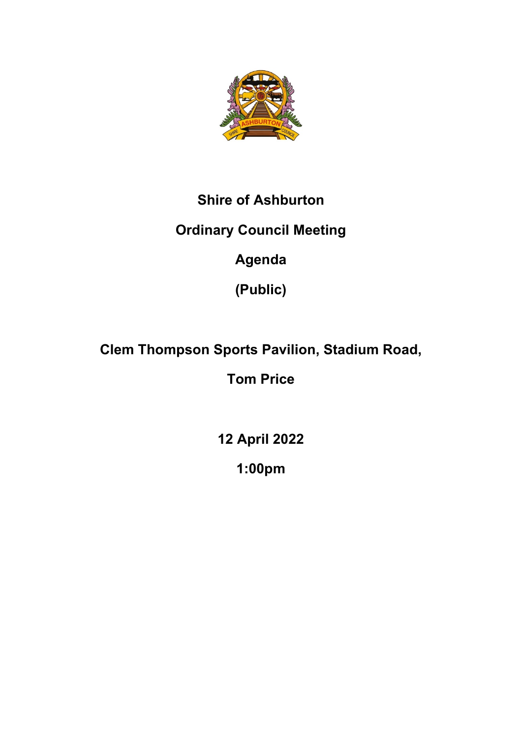# Shire of Ashburton

## Ordinary Council Meeting

## Agenda

## (Public)

**Clem Thompson Sports Pavilion, Stadium Road,**

**Tom Price**

**12 April 2022**

**1:00pm**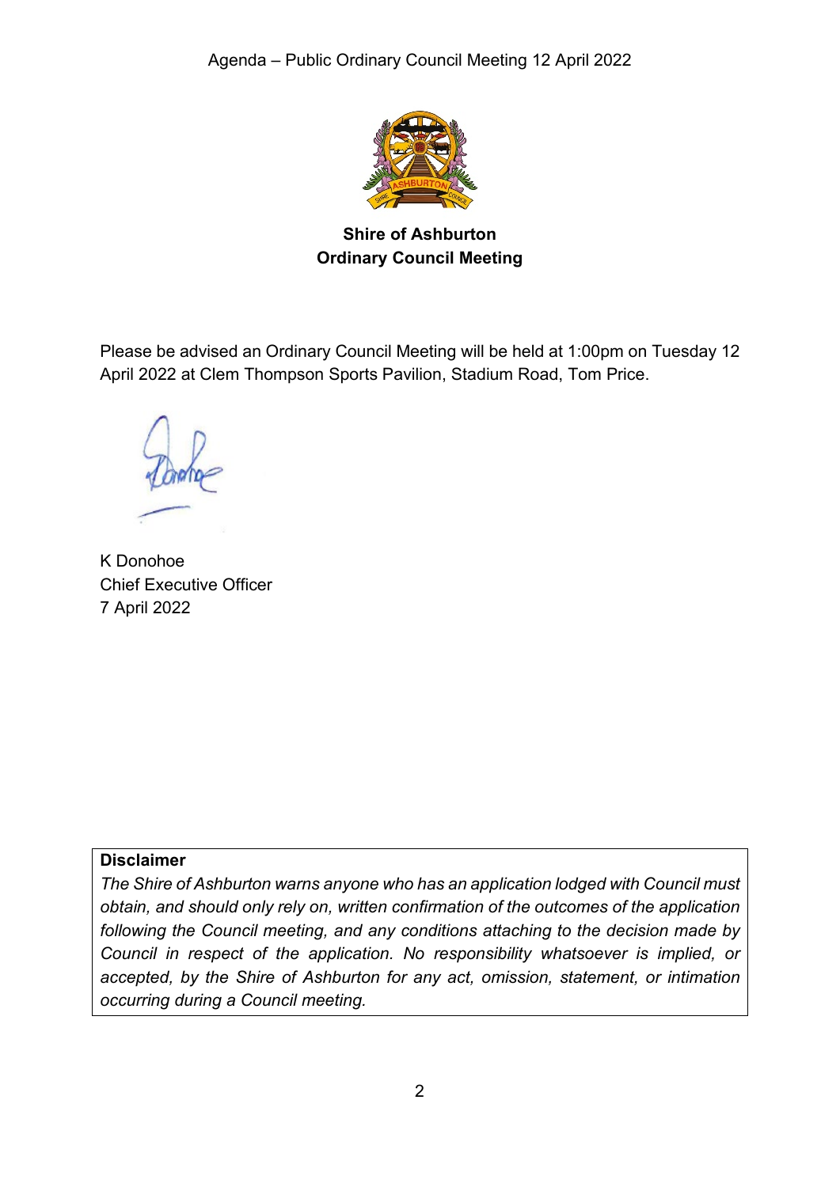**Shire of Ashburton**
**Ordinary Council Meeting**

Please be advised an Ordinary Council Meeting will be held at 1:00pm on Tuesday 12 April 2022 at Clem Thompson Sports Pavilion, Stadium Road, Tom Price.

K Donohoe
Chief Executive Officer
7 April 2022

**Disclaimer**
*The Shire of Ashburton warns anyone who has an application lodged with Council must obtain, and should only rely on, written confirmation of the outcomes of the application following the Council meeting, and any conditions attaching to the decision made by Council in respect of the application. No responsibility whatsoever is implied, or accepted, by the Shire of Ashburton for any act, omission, statement, or intimation occurring during a Council meeting.*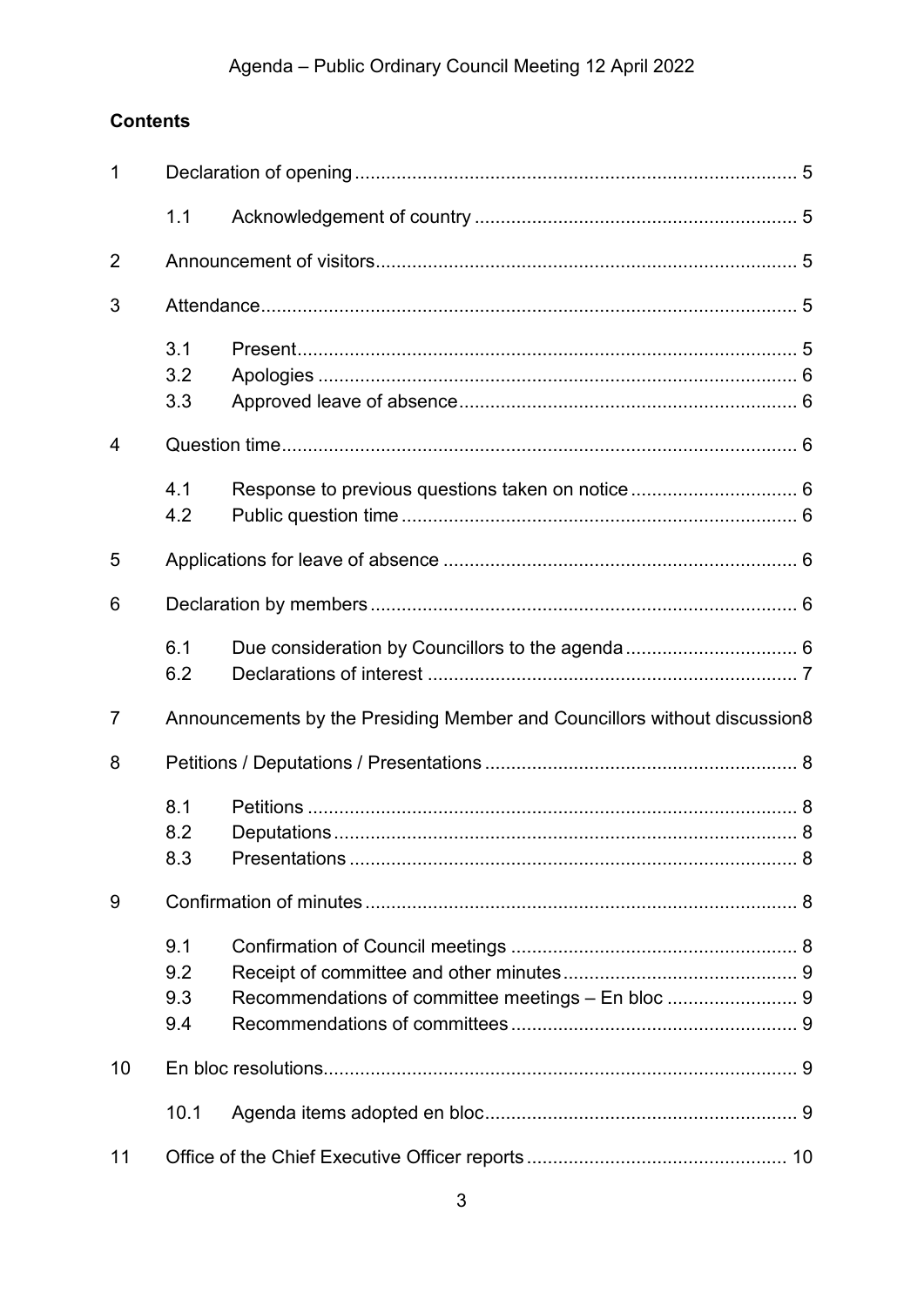## Contents

| | | | |
|---|---|---|---|
| 1 | Declaration of opening | | 5 |
| | 1.1 | Acknowledgement of country | 5 |
| 2 | Announcement of visitors | | 5 |
| 3 | Attendance | | 5 |
| | 3.1 | Present | 5 |
| | 3.2 | Apologies | 6 |
| | 3.3 | Approved leave of absence | 6 |
| 4 | Question time | | 6 |
| | 4.1 | Response to previous questions taken on notice | 6 |
| | 4.2 | Public question time | 6 |
| 5 | Applications for leave of absence | | 6 |
| 6 | Declaration by members | | 6 |
| | 6.1 | Due consideration by Councillors to the agenda | 6 |
| | 6.2 | Declarations of interest | 7 |
| 7 | Announcements by the Presiding Member and Councillors without discussion | | 8 |
| 8 | Petitions / Deputations / Presentations | | 8 |
| | 8.1 | Petitions | 8 |
| | 8.2 | Deputations | 8 |
| | 8.3 | Presentations | 8 |
| 9 | Confirmation of minutes | | 8 |
| | 9.1 | Confirmation of Council meetings | 8 |
| | 9.2 | Receipt of committee and other minutes | 9 |
| | 9.3 | Recommendations of committee meetings – En bloc | 9 |
| | 9.4 | Recommendations of committees | 9 |
| 10 | En bloc resolutions | | 9 |
| | 10.1 | Agenda items adopted en bloc | 9 |
| 11 | Office of the Chief Executive Officer reports | | 10 |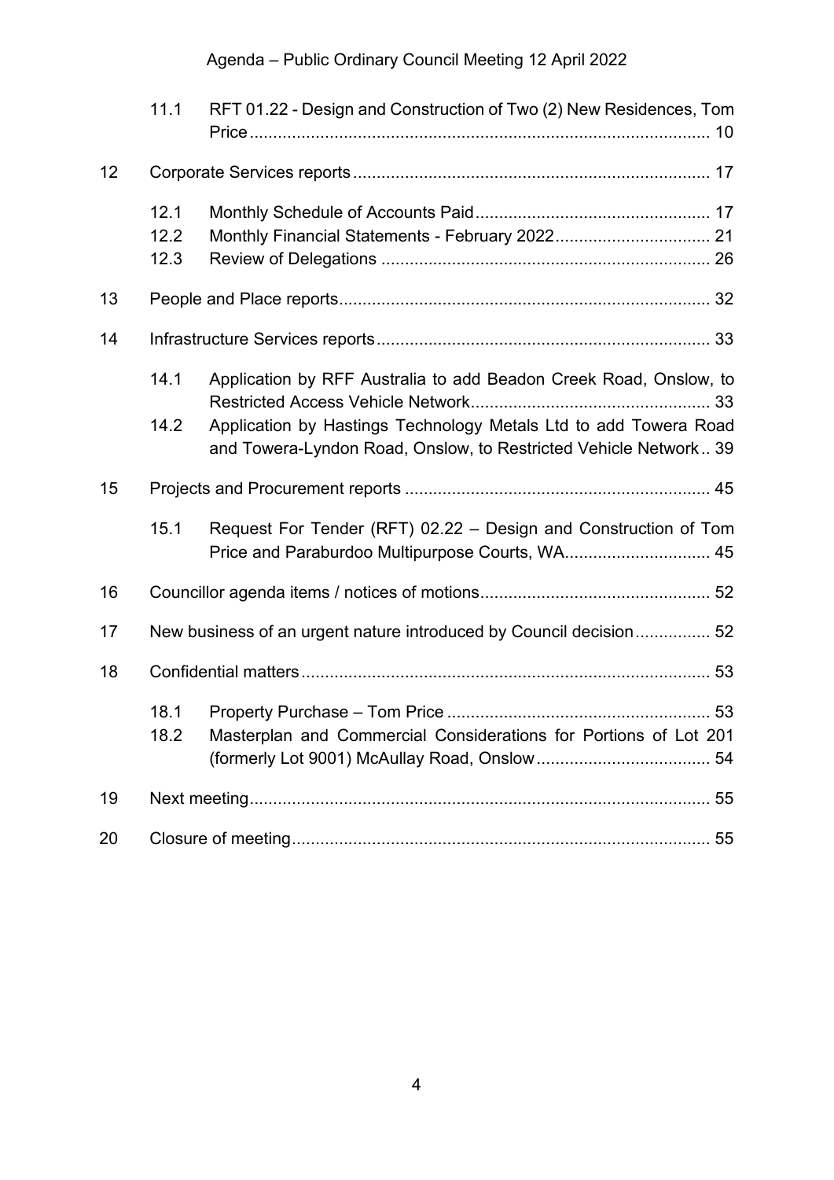11.1 RFT 01.22 - Design and Construction of Two (2) New Residences, Tom Price ........ 10

12 Corporate Services reports ........ 17

12.1 Monthly Schedule of Accounts Paid ........ 17
12.2 Monthly Financial Statements - February 2022 ........ 21
12.3 Review of Delegations ........ 26

13 People and Place reports ........ 32

14 Infrastructure Services reports ........ 33

14.1 Application by RFF Australia to add Beadon Creek Road, Onslow, to Restricted Access Vehicle Network ........ 33
14.2 Application by Hastings Technology Metals Ltd to add Towera Road and Towera-Lyndon Road, Onslow, to Restricted Vehicle Network .. 39

15 Projects and Procurement reports ........ 45

15.1 Request For Tender (RFT) 02.22 – Design and Construction of Tom Price and Paraburdoo Multipurpose Courts, WA ........ 45

16 Councillor agenda items / notices of motions ........ 52

17 New business of an urgent nature introduced by Council decision ........ 52

18 Confidential matters ........ 53

18.1 Property Purchase – Tom Price ........ 53
18.2 Masterplan and Commercial Considerations for Portions of Lot 201 (formerly Lot 9001) McAullay Road, Onslow ........ 54

19 Next meeting ........ 55

20 Closure of meeting ........ 55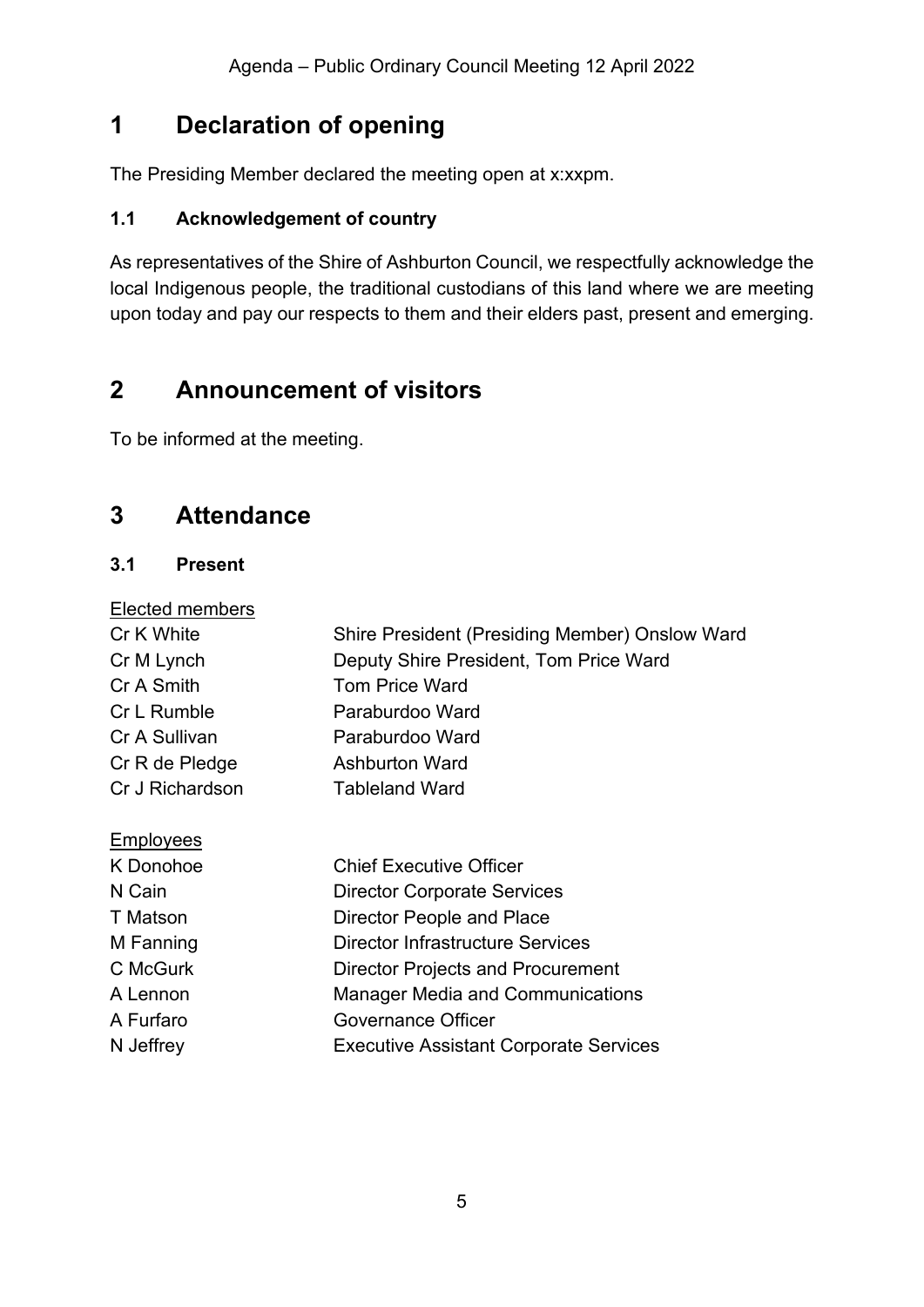# 1 Declaration of opening

The Presiding Member declared the meeting open at x:xxpm.

### 1.1 Acknowledgement of country

As representatives of the Shire of Ashburton Council, we respectfully acknowledge the local Indigenous people, the traditional custodians of this land where we are meeting upon today and pay our respects to them and their elders past, present and emerging.

# 2 Announcement of visitors

To be informed at the meeting.

# 3 Attendance

### 3.1 Present

<u>Elected members</u>

| | |
|---|---|
| Cr K White | Shire President (Presiding Member) Onslow Ward |
| Cr M Lynch | Deputy Shire President, Tom Price Ward |
| Cr A Smith | Tom Price Ward |
| Cr L Rumble | Paraburdoo Ward |
| Cr A Sullivan | Paraburdoo Ward |
| Cr R de Pledge | Ashburton Ward |
| Cr J Richardson | Tableland Ward |

<u>Employees</u>

| | |
|---|---|
| K Donohoe | Chief Executive Officer |
| N Cain | Director Corporate Services |
| T Matson | Director People and Place |
| M Fanning | Director Infrastructure Services |
| C McGurk | Director Projects and Procurement |
| A Lennon | Manager Media and Communications |
| A Furfaro | Governance Officer |
| N Jeffrey | Executive Assistant Corporate Services |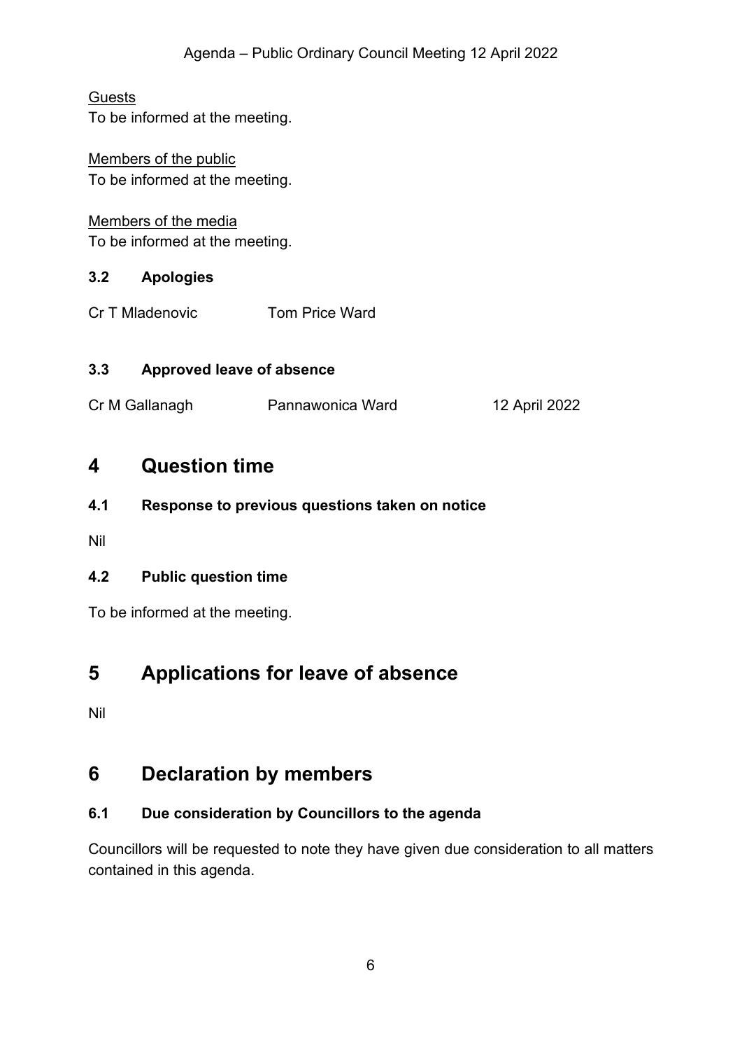Guests
To be informed at the meeting.

Members of the public
To be informed at the meeting.

Members of the media
To be informed at the meeting.

### 3.2 Apologies

| | |
|---|---|
| Cr T Mladenovic | Tom Price Ward |

### 3.3 Approved leave of absence

| | | |
|---|---|---|
| Cr M Gallanagh | Pannawonica Ward | 12 April 2022 |

## 4 Question time

### 4.1 Response to previous questions taken on notice

Nil

### 4.2 Public question time

To be informed at the meeting.

## 5 Applications for leave of absence

Nil

## 6 Declaration by members

### 6.1 Due consideration by Councillors to the agenda

Councillors will be requested to note they have given due consideration to all matters contained in this agenda.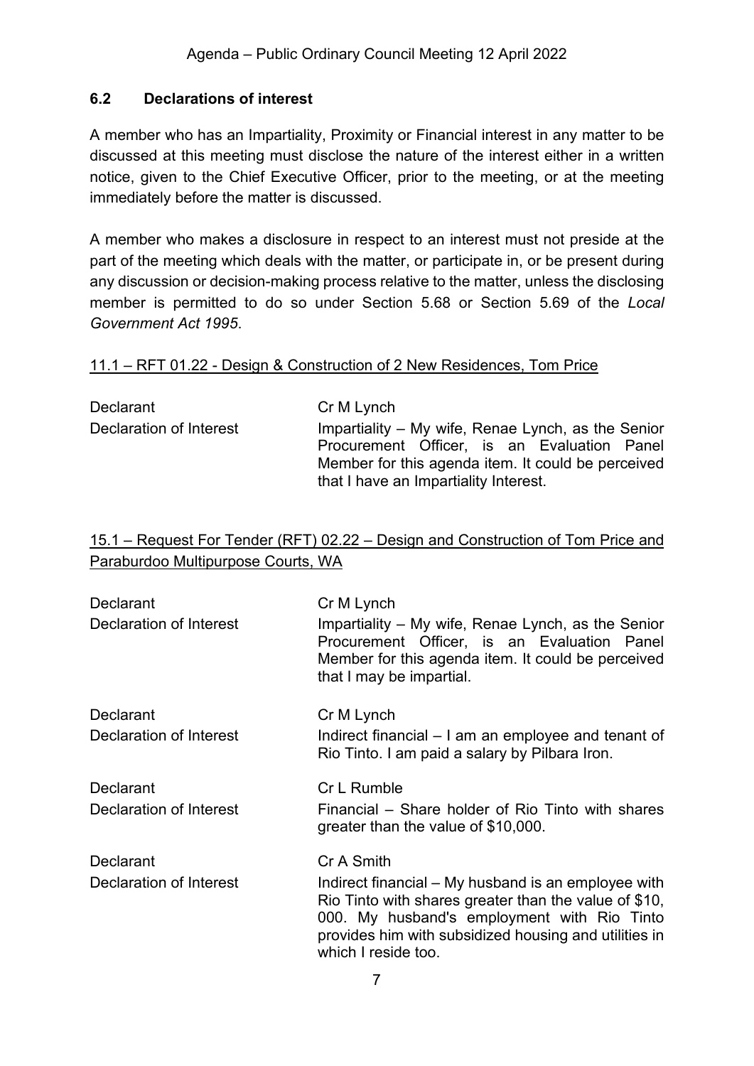## 6.2 Declarations of interest

A member who has an Impartiality, Proximity or Financial interest in any matter to be discussed at this meeting must disclose the nature of the interest either in a written notice, given to the Chief Executive Officer, prior to the meeting, or at the meeting immediately before the matter is discussed.

A member who makes a disclosure in respect to an interest must not preside at the part of the meeting which deals with the matter, or participate in, or be present during any discussion or decision-making process relative to the matter, unless the disclosing member is permitted to do so under Section 5.68 or Section 5.69 of the *Local Government Act 1995*.

<u>11.1 – RFT 01.22 - Design & Construction of 2 New Residences, Tom Price</u>

| | |
|---|---|
| Declarant | Cr M Lynch |
| Declaration of Interest | Impartiality – My wife, Renae Lynch, as the Senior Procurement Officer, is an Evaluation Panel Member for this agenda item. It could be perceived that I have an Impartiality Interest. |

<u>15.1 – Request For Tender (RFT) 02.22 – Design and Construction of Tom Price and Paraburdoo Multipurpose Courts, WA</u>

| | |
|---|---|
| Declarant | Cr M Lynch |
| Declaration of Interest | Impartiality – My wife, Renae Lynch, as the Senior Procurement Officer, is an Evaluation Panel Member for this agenda item. It could be perceived that I may be impartial. |
| Declarant | Cr M Lynch |
| Declaration of Interest | Indirect financial – I am an employee and tenant of Rio Tinto. I am paid a salary by Pilbara Iron. |
| Declarant | Cr L Rumble |
| Declaration of Interest | Financial – Share holder of Rio Tinto with shares greater than the value of $10,000. |
| Declarant | Cr A Smith |
| Declaration of Interest | Indirect financial – My husband is an employee with Rio Tinto with shares greater than the value of $10, 000. My husband's employment with Rio Tinto provides him with subsidized housing and utilities in which I reside too. |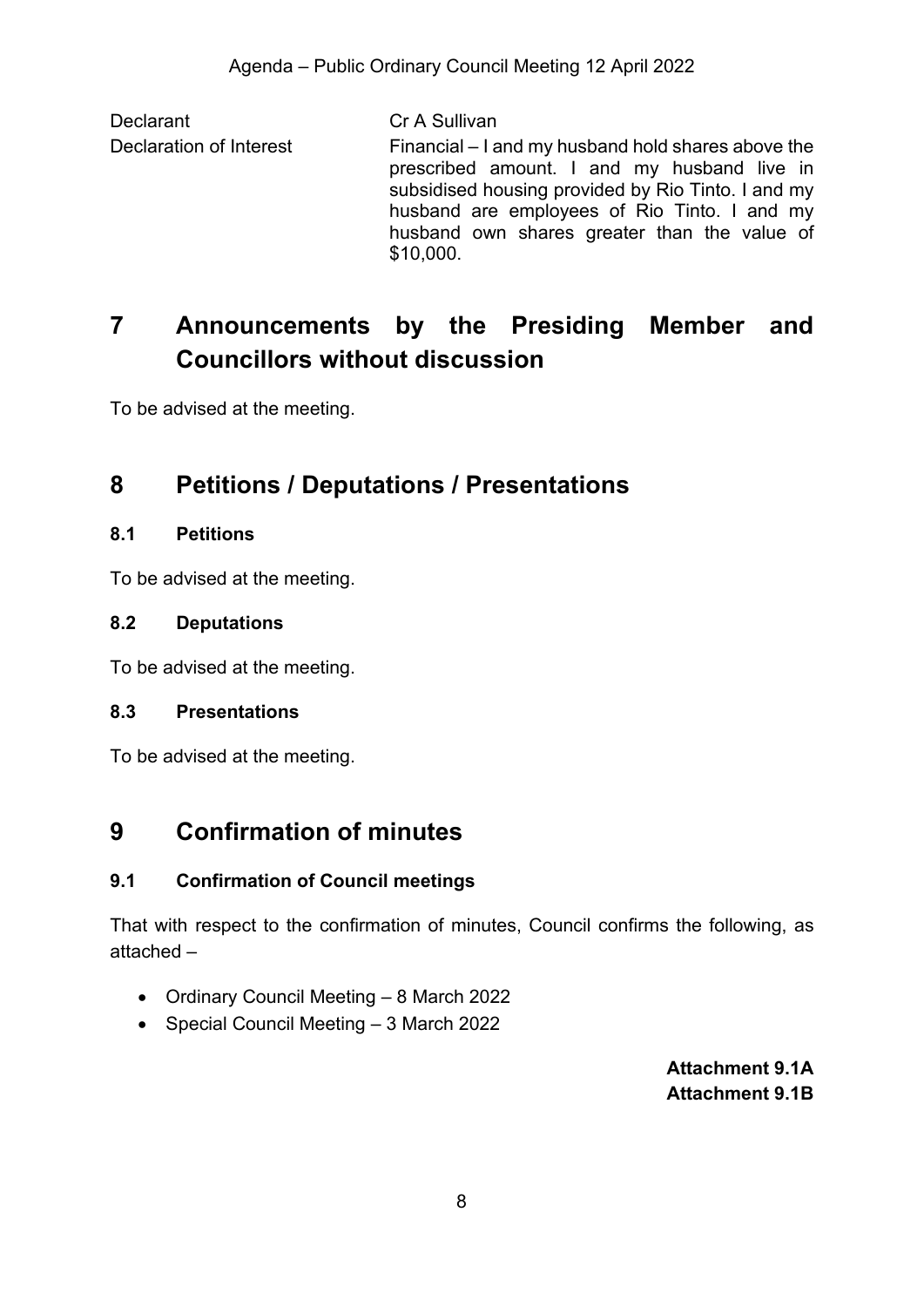| | |
|---|---|
| Declarant | Cr A Sullivan |
| Declaration of Interest | Financial – I and my husband hold shares above the prescribed amount. I and my husband live in subsidised housing provided by Rio Tinto. I and my husband are employees of Rio Tinto. I and my husband own shares greater than the value of $10,000. |

# 7 Announcements by the Presiding Member and Councillors without discussion

To be advised at the meeting.

# 8 Petitions / Deputations / Presentations

### 8.1 Petitions

To be advised at the meeting.

### 8.2 Deputations

To be advised at the meeting.

### 8.3 Presentations

To be advised at the meeting.

# 9 Confirmation of minutes

### 9.1 Confirmation of Council meetings

That with respect to the confirmation of minutes, Council confirms the following, as attached –

- Ordinary Council Meeting – 8 March 2022
- Special Council Meeting – 3 March 2022

**Attachment 9.1A**
**Attachment 9.1B**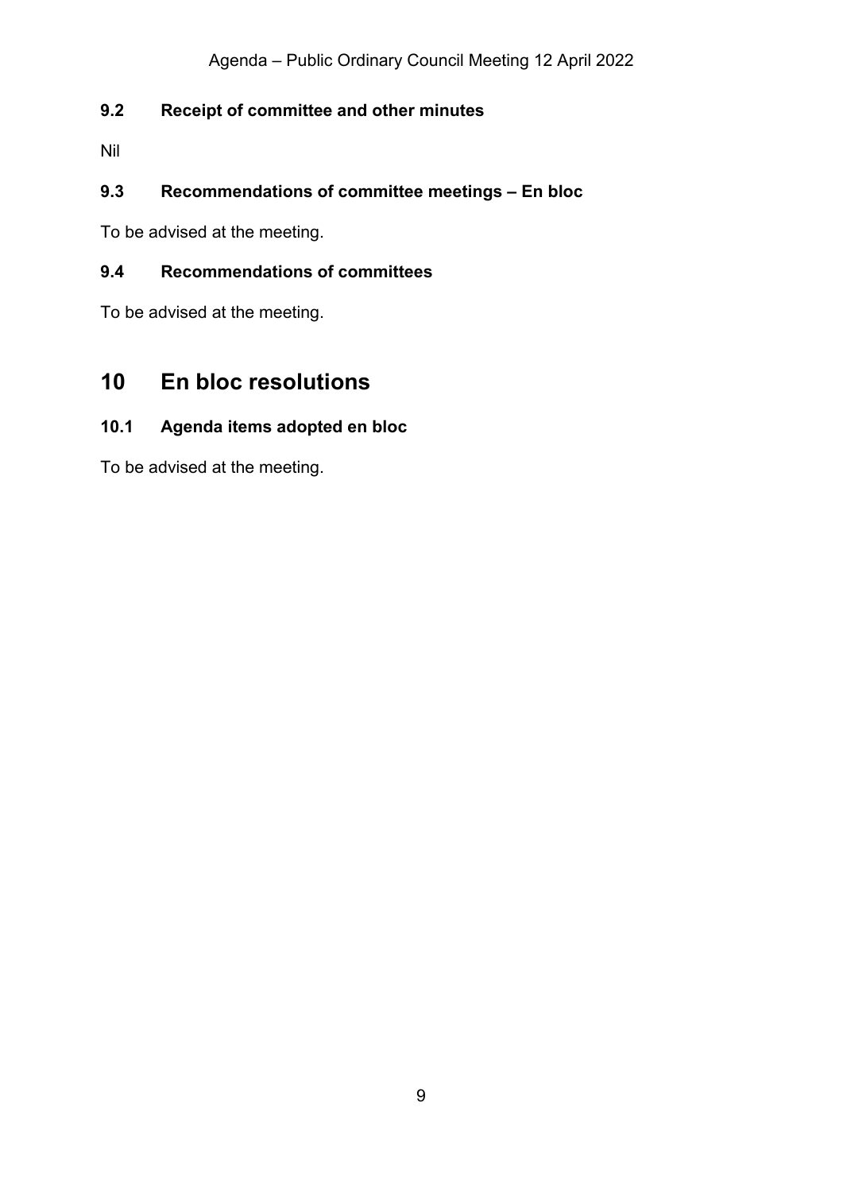### 9.2 Receipt of committee and other minutes

Nil

### 9.3 Recommendations of committee meetings – En bloc

To be advised at the meeting.

### 9.4 Recommendations of committees

To be advised at the meeting.

## 10 En bloc resolutions

### 10.1 Agenda items adopted en bloc

To be advised at the meeting.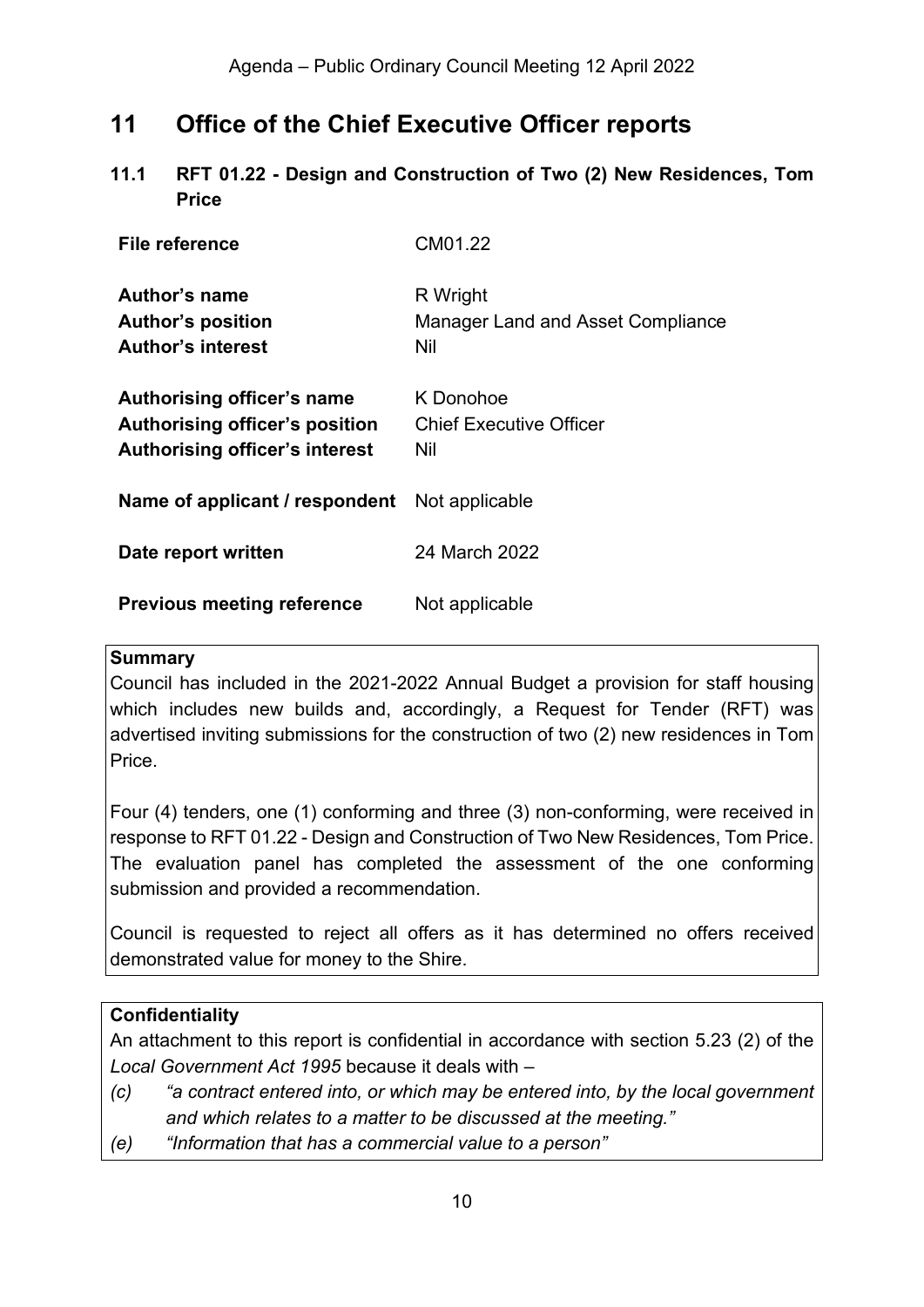# 11 Office of the Chief Executive Officer reports

## 11.1 RFT 01.22 - Design and Construction of Two (2) New Residences, Tom Price

| | |
|---|---|
| **File reference** | CM01.22 |
| **Author's name** | R Wright |
| **Author's position** | Manager Land and Asset Compliance |
| **Author's interest** | Nil |
| **Authorising officer's name** | K Donohoe |
| **Authorising officer's position** | Chief Executive Officer |
| **Authorising officer's interest** | Nil |
| **Name of applicant / respondent** | Not applicable |
| **Date report written** | 24 March 2022 |
| **Previous meeting reference** | Not applicable |

**Summary**

Council has included in the 2021-2022 Annual Budget a provision for staff housing which includes new builds and, accordingly, a Request for Tender (RFT) was advertised inviting submissions for the construction of two (2) new residences in Tom Price.

Four (4) tenders, one (1) conforming and three (3) non-conforming, were received in response to RFT 01.22 - Design and Construction of Two New Residences, Tom Price. The evaluation panel has completed the assessment of the one conforming submission and provided a recommendation.

Council is requested to reject all offers as it has determined no offers received demonstrated value for money to the Shire.

**Confidentiality**

An attachment to this report is confidential in accordance with section 5.23 (2) of the *Local Government Act 1995* because it deals with –

*(c) "a contract entered into, or which may be entered into, by the local government and which relates to a matter to be discussed at the meeting."*

*(e) "Information that has a commercial value to a person"*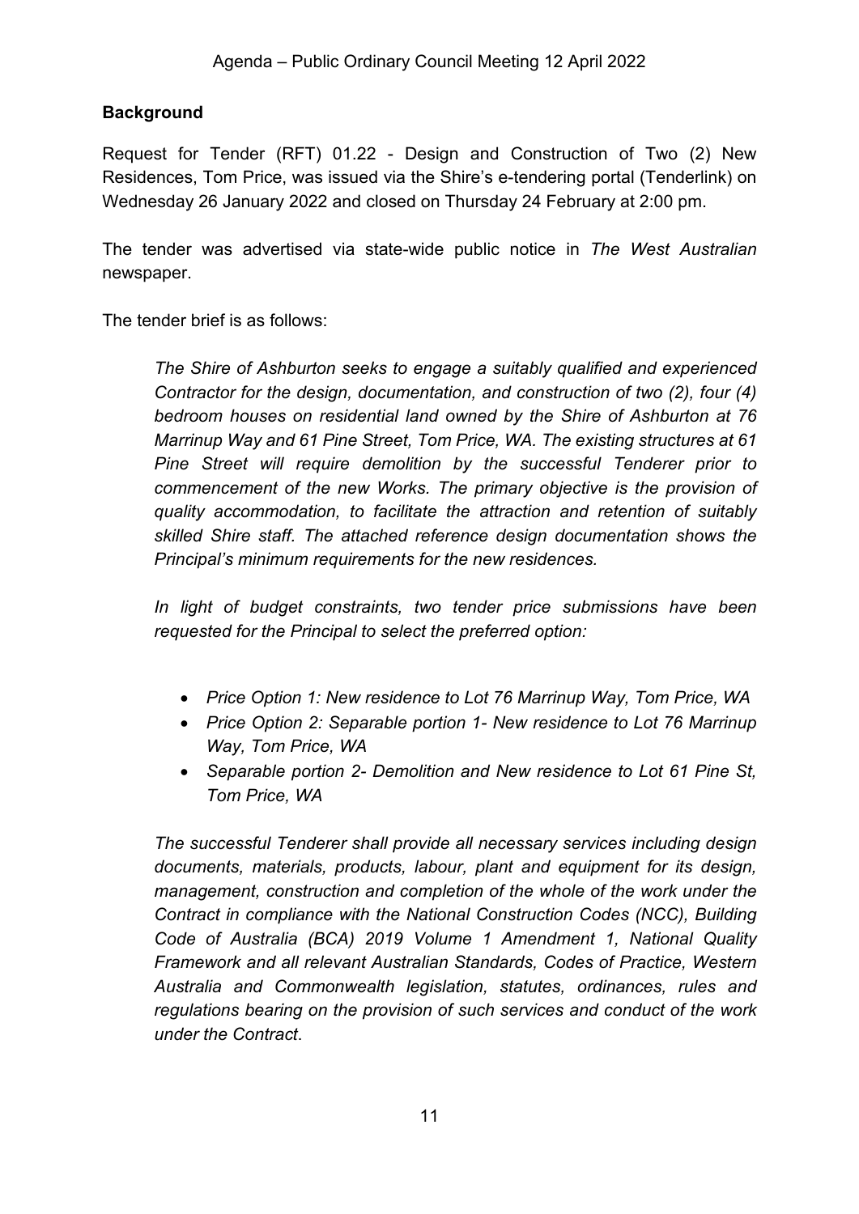**Background**

Request for Tender (RFT) 01.22 - Design and Construction of Two (2) New Residences, Tom Price, was issued via the Shire's e-tendering portal (Tenderlink) on Wednesday 26 January 2022 and closed on Thursday 24 February at 2:00 pm.

The tender was advertised via state-wide public notice in *The West Australian* newspaper.

The tender brief is as follows:

> *The Shire of Ashburton seeks to engage a suitably qualified and experienced Contractor for the design, documentation, and construction of two (2), four (4) bedroom houses on residential land owned by the Shire of Ashburton at 76 Marrinup Way and 61 Pine Street, Tom Price, WA. The existing structures at 61 Pine Street will require demolition by the successful Tenderer prior to commencement of the new Works. The primary objective is the provision of quality accommodation, to facilitate the attraction and retention of suitably skilled Shire staff. The attached reference design documentation shows the Principal's minimum requirements for the new residences.*
>
> *In light of budget constraints, two tender price submissions have been requested for the Principal to select the preferred option:*
>
> - *Price Option 1: New residence to Lot 76 Marrinup Way, Tom Price, WA*
> - *Price Option 2: Separable portion 1- New residence to Lot 76 Marrinup Way, Tom Price, WA*
> - *Separable portion 2- Demolition and New residence to Lot 61 Pine St, Tom Price, WA*
>
> *The successful Tenderer shall provide all necessary services including design documents, materials, products, labour, plant and equipment for its design, management, construction and completion of the whole of the work under the Contract in compliance with the National Construction Codes (NCC), Building Code of Australia (BCA) 2019 Volume 1 Amendment 1, National Quality Framework and all relevant Australian Standards, Codes of Practice, Western Australia and Commonwealth legislation, statutes, ordinances, rules and regulations bearing on the provision of such services and conduct of the work under the Contract.*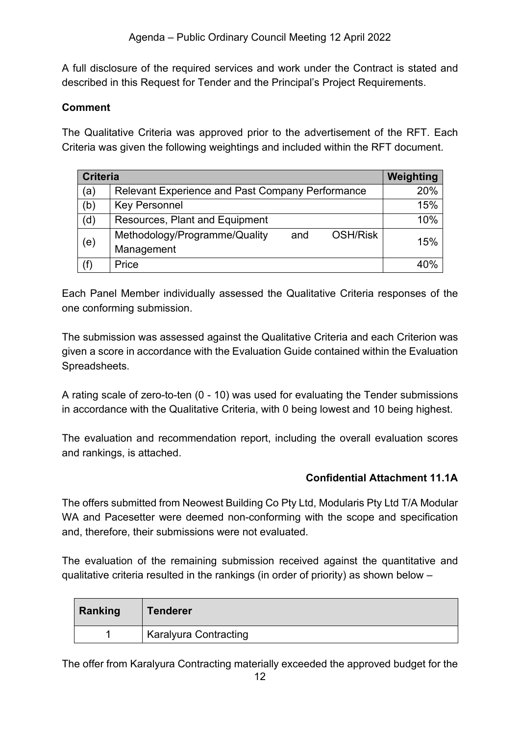A full disclosure of the required services and work under the Contract is stated and described in this Request for Tender and the Principal's Project Requirements.

**Comment**

The Qualitative Criteria was approved prior to the advertisement of the RFT. Each Criteria was given the following weightings and included within the RFT document.

| Criteria | | Weighting |
|---|---|---|
| (a) | Relevant Experience and Past Company Performance | 20% |
| (b) | Key Personnel | 15% |
| (d) | Resources, Plant and Equipment | 10% |
| (e) | Methodology/Programme/Quality and OSH/Risk Management | 15% |
| (f) | Price | 40% |

Each Panel Member individually assessed the Qualitative Criteria responses of the one conforming submission.

The submission was assessed against the Qualitative Criteria and each Criterion was given a score in accordance with the Evaluation Guide contained within the Evaluation Spreadsheets.

A rating scale of zero-to-ten (0 - 10) was used for evaluating the Tender submissions in accordance with the Qualitative Criteria, with 0 being lowest and 10 being highest.

The evaluation and recommendation report, including the overall evaluation scores and rankings, is attached.

**Confidential Attachment 11.1A**

The offers submitted from Neowest Building Co Pty Ltd, Modularis Pty Ltd T/A Modular WA and Pacesetter were deemed non-conforming with the scope and specification and, therefore, their submissions were not evaluated.

The evaluation of the remaining submission received against the quantitative and qualitative criteria resulted in the rankings (in order of priority) as shown below –

| Ranking | Tenderer |
|---|---|
| 1 | Karalyura Contracting |

The offer from Karalyura Contracting materially exceeded the approved budget for the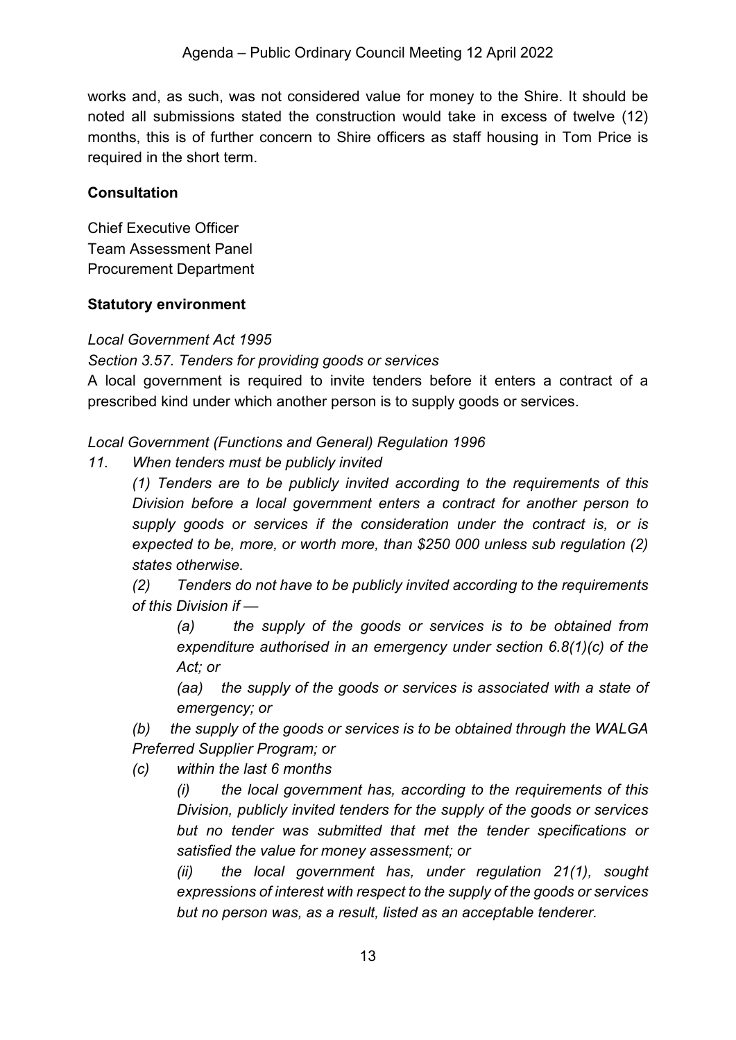works and, as such, was not considered value for money to the Shire. It should be noted all submissions stated the construction would take in excess of twelve (12) months, this is of further concern to Shire officers as staff housing in Tom Price is required in the short term.

**Consultation**

Chief Executive Officer
Team Assessment Panel
Procurement Department

**Statutory environment**

*Local Government Act 1995*

*Section 3.57. Tenders for providing goods or services*

A local government is required to invite tenders before it enters a contract of a prescribed kind under which another person is to supply goods or services.

*Local Government (Functions and General) Regulation 1996*

*11. When tenders must be publicly invited*

*(1) Tenders are to be publicly invited according to the requirements of this Division before a local government enters a contract for another person to supply goods or services if the consideration under the contract is, or is expected to be, more, or worth more, than $250 000 unless sub regulation (2) states otherwise.*

*(2) Tenders do not have to be publicly invited according to the requirements of this Division if —*

*(a) the supply of the goods or services is to be obtained from expenditure authorised in an emergency under section 6.8(1)(c) of the Act; or*

*(aa) the supply of the goods or services is associated with a state of emergency; or*

*(b) the supply of the goods or services is to be obtained through the WALGA Preferred Supplier Program; or*

*(c) within the last 6 months*

*(i) the local government has, according to the requirements of this Division, publicly invited tenders for the supply of the goods or services but no tender was submitted that met the tender specifications or satisfied the value for money assessment; or*

*(ii) the local government has, under regulation 21(1), sought expressions of interest with respect to the supply of the goods or services but no person was, as a result, listed as an acceptable tenderer.*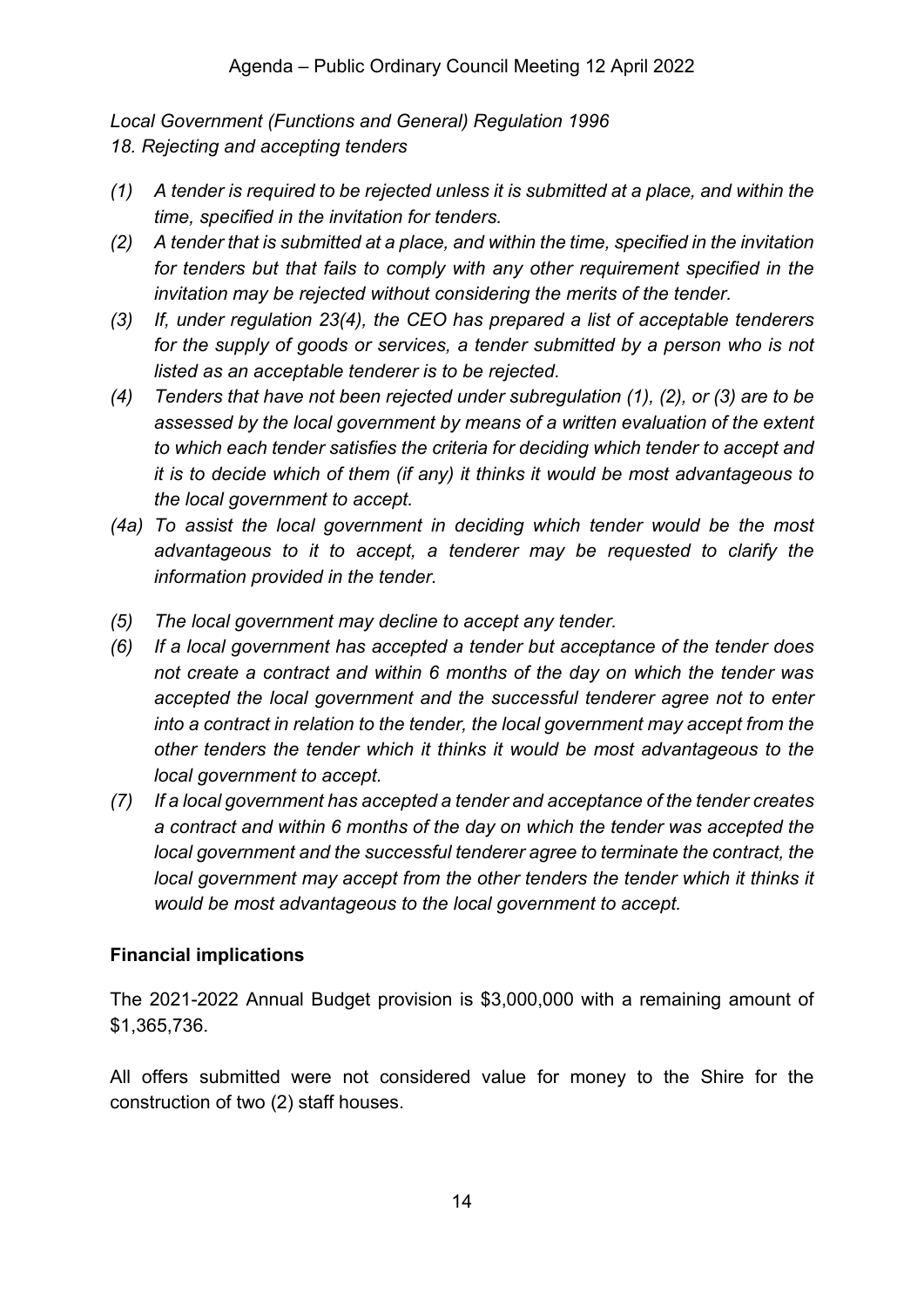*Local Government (Functions and General) Regulation 1996*
*18. Rejecting and accepting tenders*

*(1) A tender is required to be rejected unless it is submitted at a place, and within the time, specified in the invitation for tenders.*

*(2) A tender that is submitted at a place, and within the time, specified in the invitation for tenders but that fails to comply with any other requirement specified in the invitation may be rejected without considering the merits of the tender.*

*(3) If, under regulation 23(4), the CEO has prepared a list of acceptable tenderers for the supply of goods or services, a tender submitted by a person who is not listed as an acceptable tenderer is to be rejected.*

*(4) Tenders that have not been rejected under subregulation (1), (2), or (3) are to be assessed by the local government by means of a written evaluation of the extent to which each tender satisfies the criteria for deciding which tender to accept and it is to decide which of them (if any) it thinks it would be most advantageous to the local government to accept.*

*(4a) To assist the local government in deciding which tender would be the most advantageous to it to accept, a tenderer may be requested to clarify the information provided in the tender.*

*(5) The local government may decline to accept any tender.*

*(6) If a local government has accepted a tender but acceptance of the tender does not create a contract and within 6 months of the day on which the tender was accepted the local government and the successful tenderer agree not to enter into a contract in relation to the tender, the local government may accept from the other tenders the tender which it thinks it would be most advantageous to the local government to accept.*

*(7) If a local government has accepted a tender and acceptance of the tender creates a contract and within 6 months of the day on which the tender was accepted the local government and the successful tenderer agree to terminate the contract, the local government may accept from the other tenders the tender which it thinks it would be most advantageous to the local government to accept.*

**Financial implications**

The 2021-2022 Annual Budget provision is $3,000,000 with a remaining amount of $1,365,736.

All offers submitted were not considered value for money to the Shire for the construction of two (2) staff houses.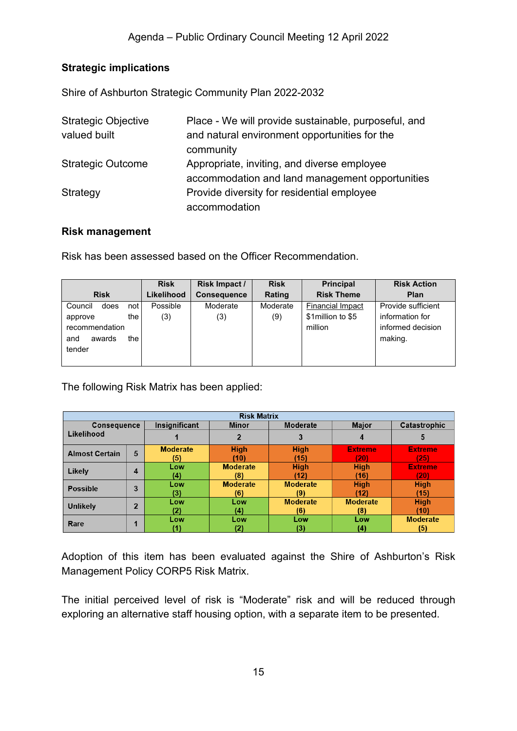**Strategic implications**

Shire of Ashburton Strategic Community Plan 2022-2032

| | |
|---|---|
| Strategic Objective valued built | Place - We will provide sustainable, purposeful, and and natural environment opportunities for the community |
| Strategic Outcome | Appropriate, inviting, and diverse employee accommodation and land management opportunities |
| Strategy | Provide diversity for residential employee accommodation |

**Risk management**

Risk has been assessed based on the Officer Recommendation.

| Risk | Risk Likelihood | Risk Impact / Consequence | Risk Rating | Principal Risk Theme | Risk Action Plan |
|---|---|---|---|---|---|
| Council does not approve the recommendation and awards the tender | Possible (3) | Moderate (3) | Moderate (9) | Financial Impact $1million to $5 million | Provide sufficient information for informed decision making. |

The following Risk Matrix has been applied:

| Risk Matrix | | | | | | |
|---|---|---|---|---|---|---|
| Consequence / Likelihood | | Insignificant | Minor | Moderate | Major | Catastrophic |
| | | 1 | 2 | 3 | 4 | 5 |
| Almost Certain | 5 | Moderate (5) | High (10) | High (15) | Extreme (20) | Extreme (25) |
| Likely | 4 | Low (4) | Moderate (8) | High (12) | High (16) | Extreme (20) |
| Possible | 3 | Low (3) | Moderate (6) | Moderate (9) | High (12) | High (15) |
| Unlikely | 2 | Low (2) | Low (4) | Moderate (6) | Moderate (8) | High (10) |
| Rare | 1 | Low (1) | Low (2) | Low (3) | Low (4) | Moderate (5) |

Adoption of this item has been evaluated against the Shire of Ashburton's Risk Management Policy CORP5 Risk Matrix.

The initial perceived level of risk is "Moderate" risk and will be reduced through exploring an alternative staff housing option, with a separate item to be presented.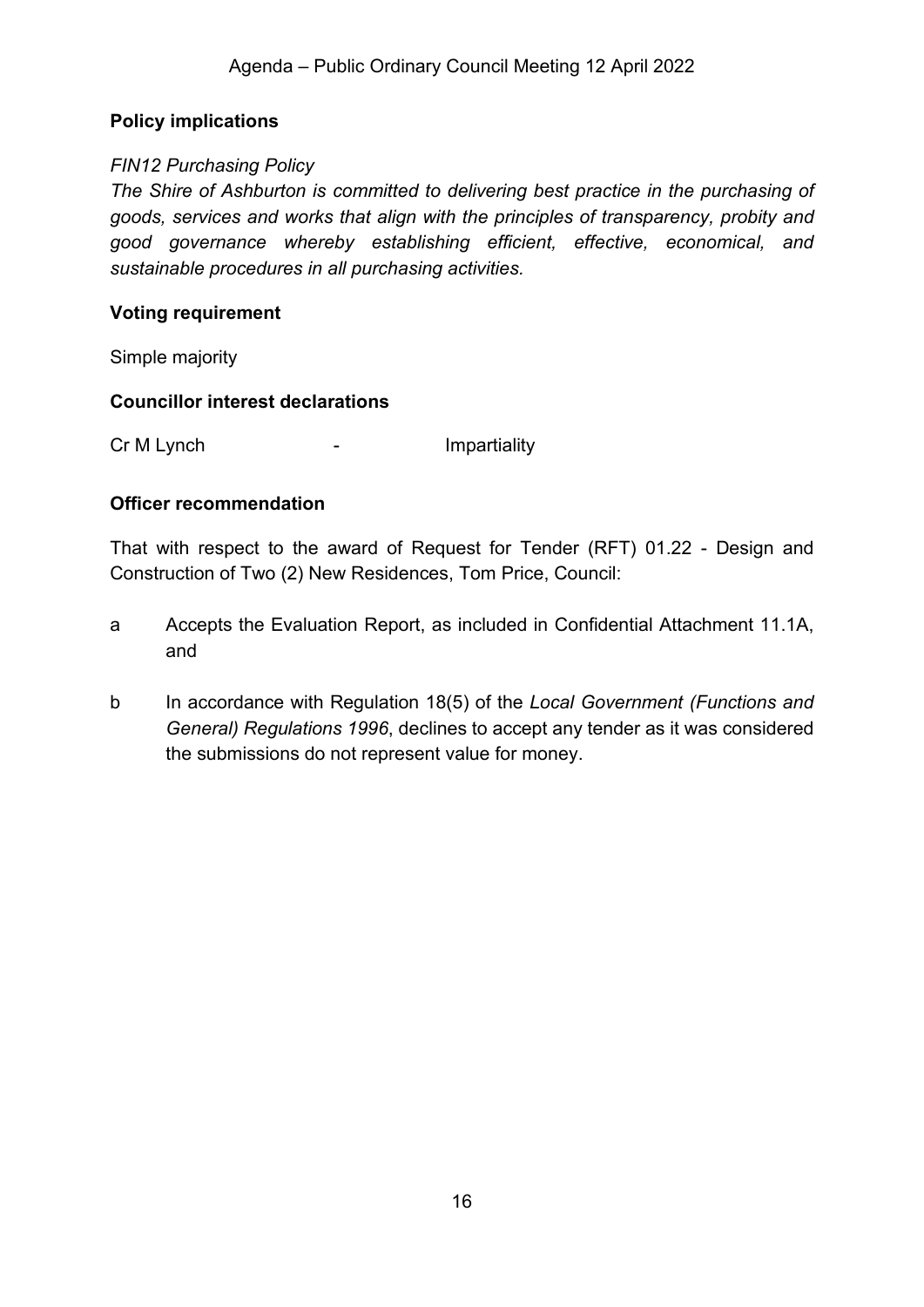**Policy implications**

*FIN12 Purchasing Policy*

*The Shire of Ashburton is committed to delivering best practice in the purchasing of goods, services and works that align with the principles of transparency, probity and good governance whereby establishing efficient, effective, economical, and sustainable procedures in all purchasing activities.*

**Voting requirement**

Simple majority

**Councillor interest declarations**

Cr M Lynch - Impartiality

**Officer recommendation**

That with respect to the award of Request for Tender (RFT) 01.22 - Design and Construction of Two (2) New Residences, Tom Price, Council:

a Accepts the Evaluation Report, as included in Confidential Attachment 11.1A, and

b In accordance with Regulation 18(5) of the *Local Government (Functions and General) Regulations 1996*, declines to accept any tender as it was considered the submissions do not represent value for money.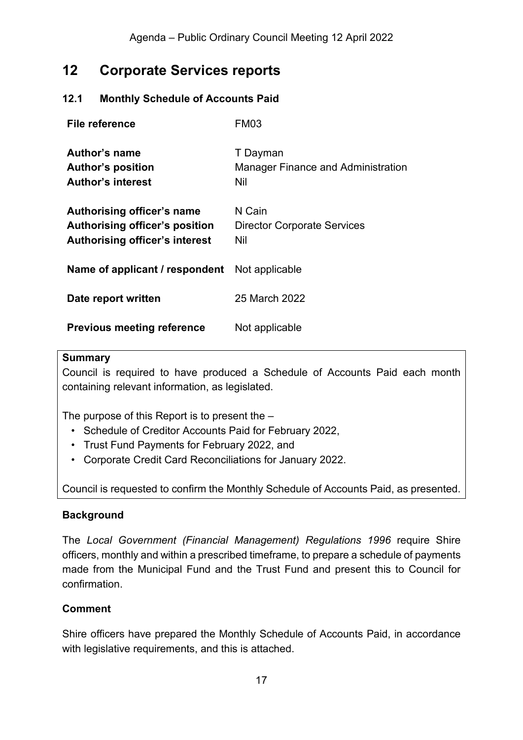# 12 Corporate Services reports

## 12.1 Monthly Schedule of Accounts Paid

| | |
|---|---|
| **File reference** | FM03 |
| **Author's name** | T Dayman |
| **Author's position** | Manager Finance and Administration |
| **Author's interest** | Nil |
| **Authorising officer's name** | N Cain |
| **Authorising officer's position** | Director Corporate Services |
| **Authorising officer's interest** | Nil |
| **Name of applicant / respondent** | Not applicable |
| **Date report written** | 25 March 2022 |
| **Previous meeting reference** | Not applicable |

**Summary**

Council is required to have produced a Schedule of Accounts Paid each month containing relevant information, as legislated.

The purpose of this Report is to present the –

- Schedule of Creditor Accounts Paid for February 2022,
- Trust Fund Payments for February 2022, and
- Corporate Credit Card Reconciliations for January 2022.

Council is requested to confirm the Monthly Schedule of Accounts Paid, as presented.

**Background**

The *Local Government (Financial Management) Regulations 1996* require Shire officers, monthly and within a prescribed timeframe, to prepare a schedule of payments made from the Municipal Fund and the Trust Fund and present this to Council for confirmation.

**Comment**

Shire officers have prepared the Monthly Schedule of Accounts Paid, in accordance with legislative requirements, and this is attached.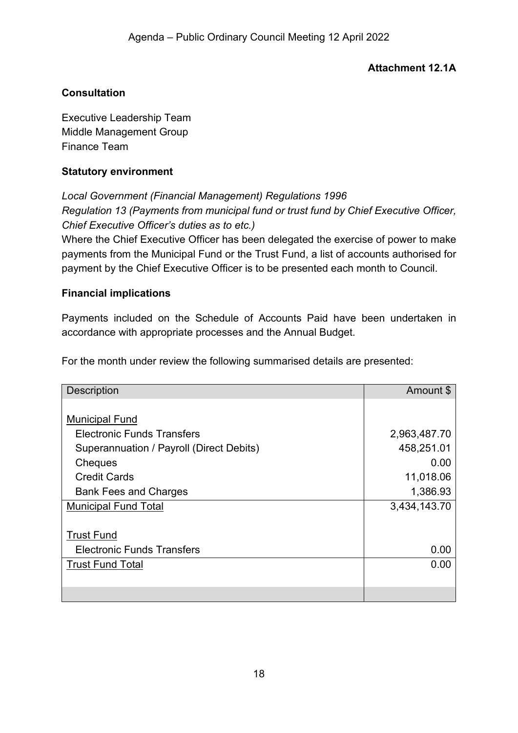**Attachment 12.1A**

**Consultation**

Executive Leadership Team
Middle Management Group
Finance Team

**Statutory environment**

*Local Government (Financial Management) Regulations 1996*
*Regulation 13 (Payments from municipal fund or trust fund by Chief Executive Officer, Chief Executive Officer's duties as to etc.)*
Where the Chief Executive Officer has been delegated the exercise of power to make payments from the Municipal Fund or the Trust Fund, a list of accounts authorised for payment by the Chief Executive Officer is to be presented each month to Council.

**Financial implications**

Payments included on the Schedule of Accounts Paid have been undertaken in accordance with appropriate processes and the Annual Budget.

For the month under review the following summarised details are presented:

| Description | Amount $ |
|---|---:|
| | |
| Municipal Fund | |
| Electronic Funds Transfers | 2,963,487.70 |
| Superannuation / Payroll (Direct Debits) | 458,251.01 |
| Cheques | 0.00 |
| Credit Cards | 11,018.06 |
| Bank Fees and Charges | 1,386.93 |
| Municipal Fund Total | 3,434,143.70 |
| | |
| Trust Fund | |
| Electronic Funds Transfers | 0.00 |
| Trust Fund Total | 0.00 |
| | |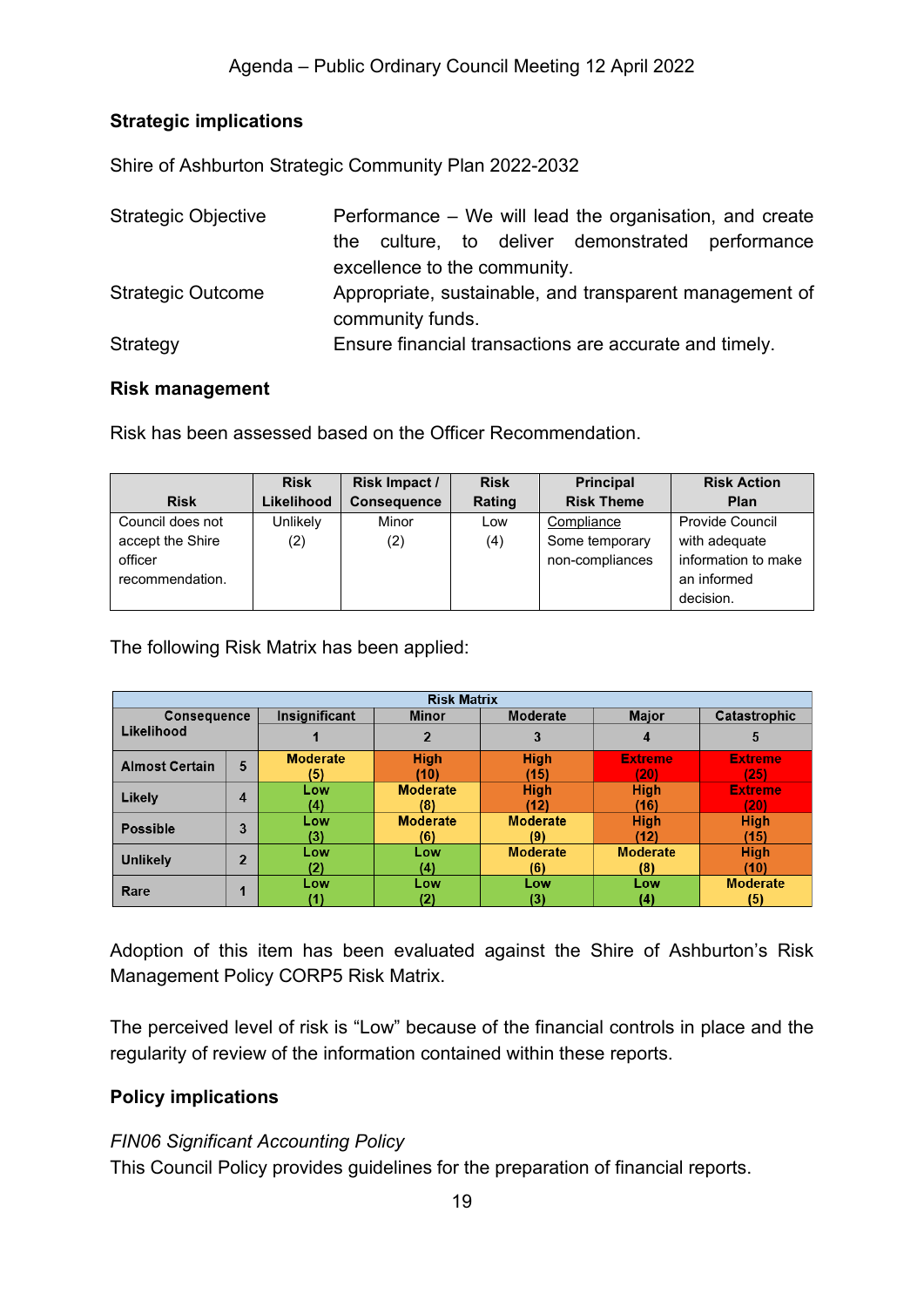**Strategic implications**

Shire of Ashburton Strategic Community Plan 2022-2032

| | |
|---|---|
| Strategic Objective | Performance – We will lead the organisation, and create the culture, to deliver demonstrated performance excellence to the community. |
| Strategic Outcome | Appropriate, sustainable, and transparent management of community funds. |
| Strategy | Ensure financial transactions are accurate and timely. |

**Risk management**

Risk has been assessed based on the Officer Recommendation.

| Risk | Risk Likelihood | Risk Impact / Consequence | Risk Rating | Principal Risk Theme | Risk Action Plan |
|---|---|---|---|---|---|
| Council does not accept the Shire officer recommendation. | Unlikely (2) | Minor (2) | Low (4) | Compliance Some temporary non-compliances | Provide Council with adequate information to make an informed decision. |

The following Risk Matrix has been applied:

| Risk Matrix | | | | | | |
|---|---|---|---|---|---|---|
| Consequence / Likelihood | | Insignificant | Minor | Moderate | Major | Catastrophic |
| | | 1 | 2 | 3 | 4 | 5 |
| Almost Certain | 5 | Moderate (5) | High (10) | High (15) | Extreme (20) | Extreme (25) |
| Likely | 4 | Low (4) | Moderate (8) | High (12) | High (16) | Extreme (20) |
| Possible | 3 | Low (3) | Moderate (6) | Moderate (9) | High (12) | High (15) |
| Unlikely | 2 | Low (2) | Low (4) | Moderate (6) | Moderate (8) | High (10) |
| Rare | 1 | Low (1) | Low (2) | Low (3) | Low (4) | Moderate (5) |

Adoption of this item has been evaluated against the Shire of Ashburton's Risk Management Policy CORP5 Risk Matrix.

The perceived level of risk is "Low" because of the financial controls in place and the regularity of review of the information contained within these reports.

**Policy implications**

*FIN06 Significant Accounting Policy*
This Council Policy provides guidelines for the preparation of financial reports.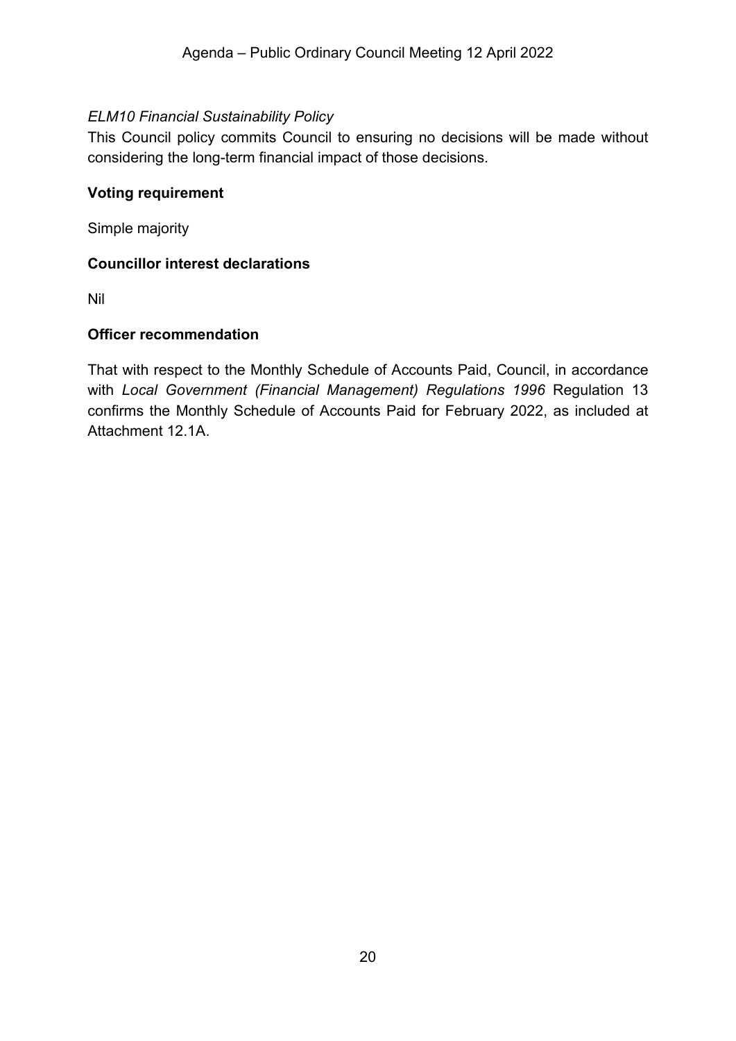*ELM10 Financial Sustainability Policy*

This Council policy commits Council to ensuring no decisions will be made without considering the long-term financial impact of those decisions.

**Voting requirement**

Simple majority

**Councillor interest declarations**

Nil

**Officer recommendation**

That with respect to the Monthly Schedule of Accounts Paid, Council, in accordance with *Local Government (Financial Management) Regulations 1996* Regulation 13 confirms the Monthly Schedule of Accounts Paid for February 2022, as included at Attachment 12.1A.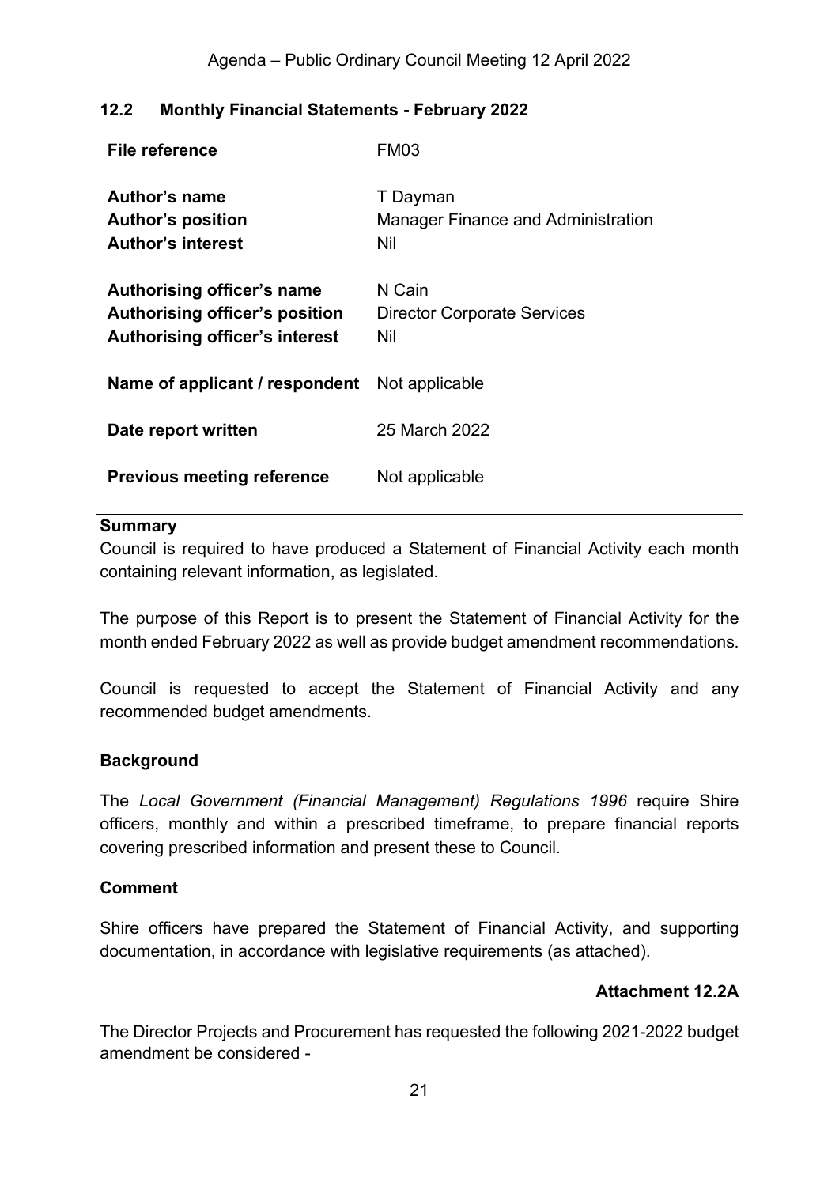## 12.2 Monthly Financial Statements - February 2022

| | |
|---|---|
| **File reference** | FM03 |
| **Author's name** | T Dayman |
| **Author's position** | Manager Finance and Administration |
| **Author's interest** | Nil |
| **Authorising officer's name** | N Cain |
| **Authorising officer's position** | Director Corporate Services |
| **Authorising officer's interest** | Nil |
| **Name of applicant / respondent** | Not applicable |
| **Date report written** | 25 March 2022 |
| **Previous meeting reference** | Not applicable |

**Summary**

Council is required to have produced a Statement of Financial Activity each month containing relevant information, as legislated.

The purpose of this Report is to present the Statement of Financial Activity for the month ended February 2022 as well as provide budget amendment recommendations.

Council is requested to accept the Statement of Financial Activity and any recommended budget amendments.

### Background

The *Local Government (Financial Management) Regulations 1996* require Shire officers, monthly and within a prescribed timeframe, to prepare financial reports covering prescribed information and present these to Council.

### Comment

Shire officers have prepared the Statement of Financial Activity, and supporting documentation, in accordance with legislative requirements (as attached).

**Attachment 12.2A**

The Director Projects and Procurement has requested the following 2021-2022 budget amendment be considered -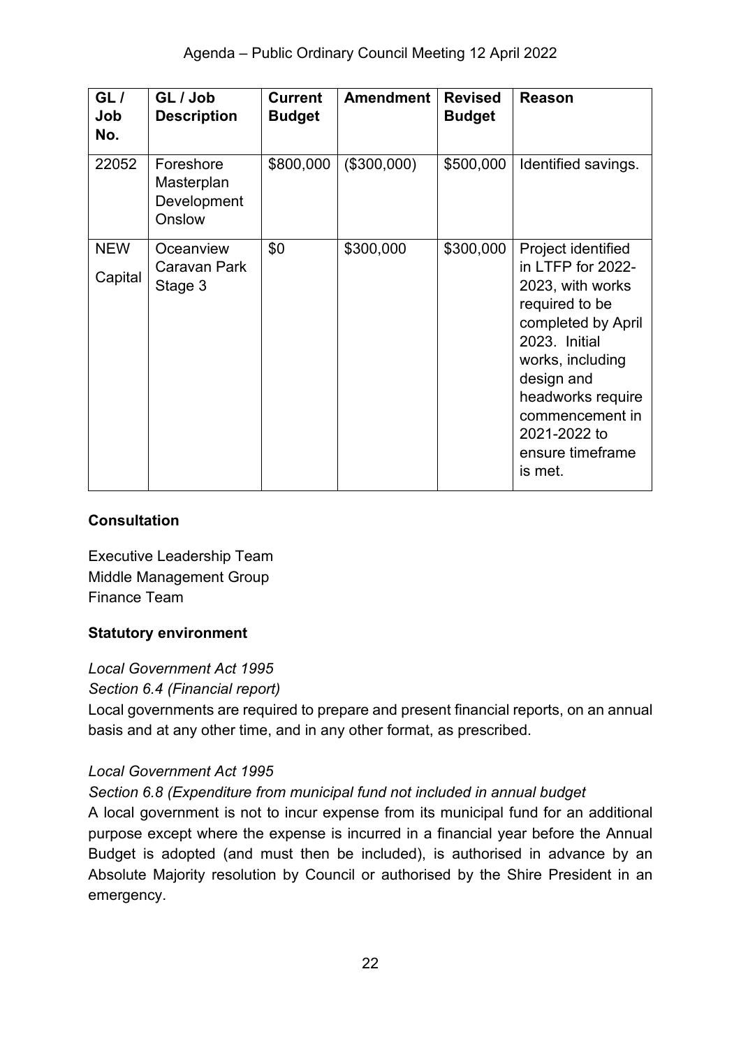| GL / Job No. | GL / Job Description | Current Budget | Amendment | Revised Budget | Reason |
|---|---|---|---|---|---|
| 22052 | Foreshore Masterplan Development Onslow | $800,000 | ($300,000) | $500,000 | Identified savings. |
| NEW Capital | Oceanview Caravan Park Stage 3 | $0 | $300,000 | $300,000 | Project identified in LTFP for 2022-2023, with works required to be completed by April 2023. Initial works, including design and headworks require commencement in 2021-2022 to ensure timeframe is met. |

**Consultation**

Executive Leadership Team
Middle Management Group
Finance Team

**Statutory environment**

*Local Government Act 1995*
*Section 6.4 (Financial report)*
Local governments are required to prepare and present financial reports, on an annual basis and at any other time, and in any other format, as prescribed.

*Local Government Act 1995*
*Section 6.8 (Expenditure from municipal fund not included in annual budget*
A local government is not to incur expense from its municipal fund for an additional purpose except where the expense is incurred in a financial year before the Annual Budget is adopted (and must then be included), is authorised in advance by an Absolute Majority resolution by Council or authorised by the Shire President in an emergency.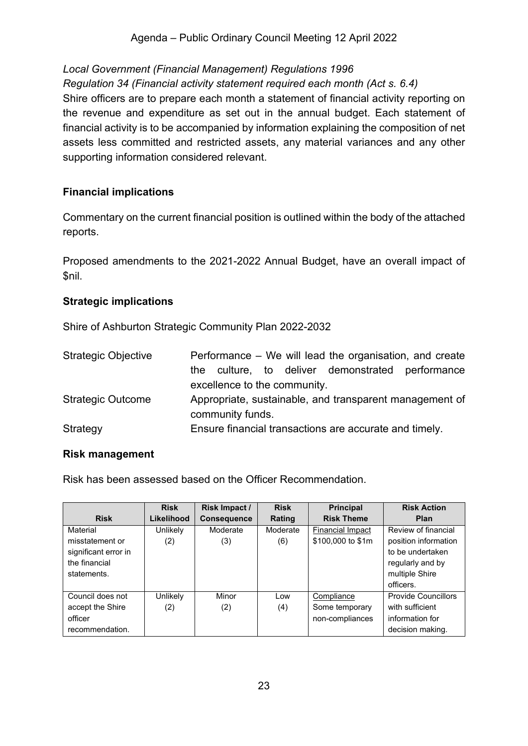*Local Government (Financial Management) Regulations 1996*

*Regulation 34 (Financial activity statement required each month (Act s. 6.4)*

Shire officers are to prepare each month a statement of financial activity reporting on the revenue and expenditure as set out in the annual budget. Each statement of financial activity is to be accompanied by information explaining the composition of net assets less committed and restricted assets, any material variances and any other supporting information considered relevant.

**Financial implications**

Commentary on the current financial position is outlined within the body of the attached reports.

Proposed amendments to the 2021-2022 Annual Budget, have an overall impact of $nil.

**Strategic implications**

Shire of Ashburton Strategic Community Plan 2022-2032

| | |
|---|---|
| Strategic Objective | Performance – We will lead the organisation, and create the culture, to deliver demonstrated performance excellence to the community. |
| Strategic Outcome | Appropriate, sustainable, and transparent management of community funds. |
| Strategy | Ensure financial transactions are accurate and timely. |

**Risk management**

Risk has been assessed based on the Officer Recommendation.

| Risk | Risk Likelihood | Risk Impact / Consequence | Risk Rating | Principal Risk Theme | Risk Action Plan |
|---|---|---|---|---|---|
| Material misstatement or significant error in the financial statements. | Unlikely (2) | Moderate (3) | Moderate (6) | Financial Impact $100,000 to $1m | Review of financial position information to be undertaken regularly and by multiple Shire officers. |
| Council does not accept the Shire officer recommendation. | Unlikely (2) | Minor (2) | Low (4) | Compliance Some temporary non-compliances | Provide Councillors with sufficient information for decision making. |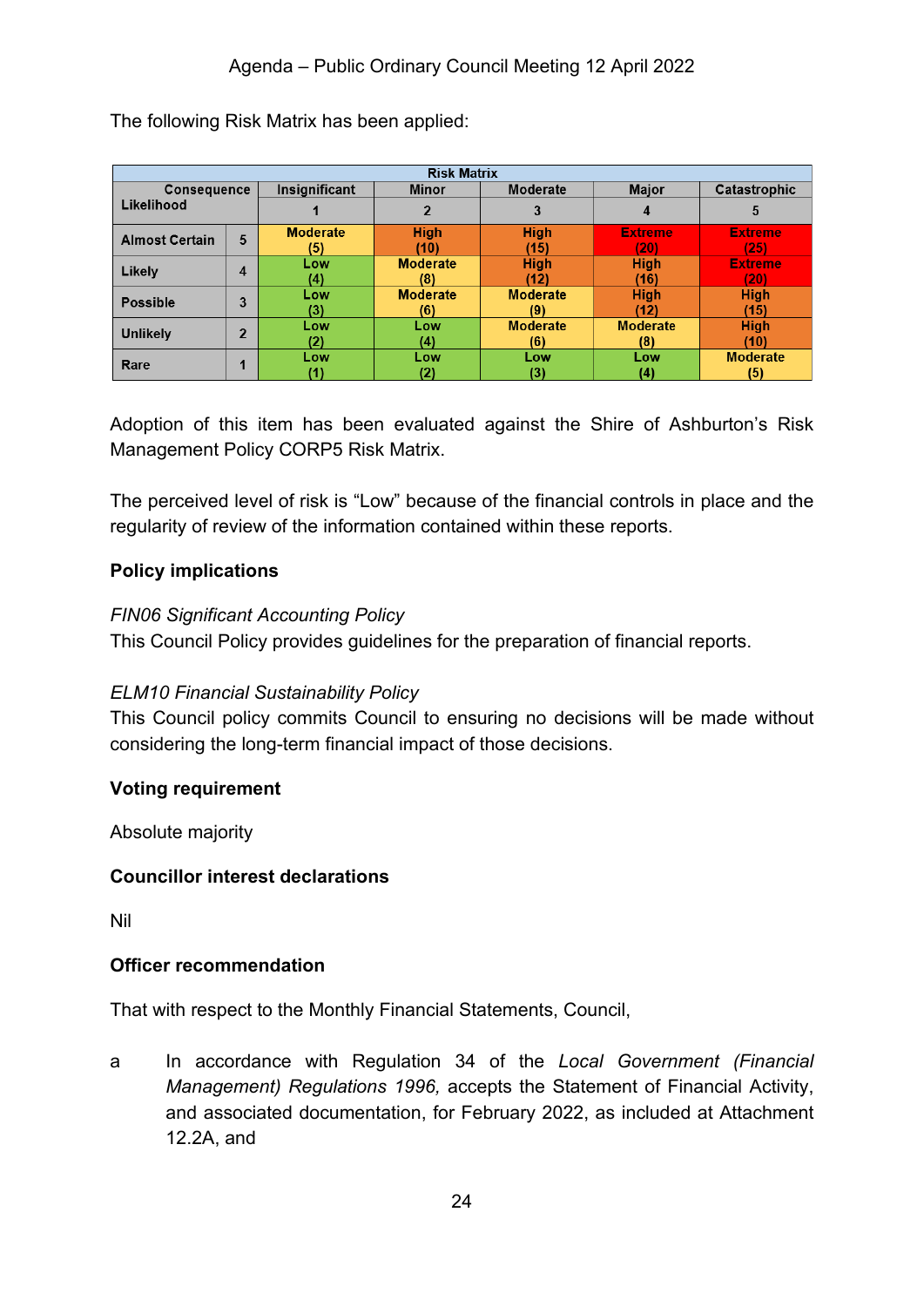The following Risk Matrix has been applied:

| Risk Matrix | | | | | | |
|---|---|---|---|---|---|---|
| Consequence / Likelihood | | Insignificant | Minor | Moderate | Major | Catastrophic |
| | | 1 | 2 | 3 | 4 | 5 |
| Almost Certain | 5 | Moderate (5) | High (10) | High (15) | Extreme (20) | Extreme (25) |
| Likely | 4 | Low (4) | Moderate (8) | High (12) | High (16) | Extreme (20) |
| Possible | 3 | Low (3) | Moderate (6) | Moderate (9) | High (12) | High (15) |
| Unlikely | 2 | Low (2) | Low (4) | Moderate (6) | Moderate (8) | High (10) |
| Rare | 1 | Low (1) | Low (2) | Low (3) | Low (4) | Moderate (5) |

Adoption of this item has been evaluated against the Shire of Ashburton's Risk Management Policy CORP5 Risk Matrix.

The perceived level of risk is "Low" because of the financial controls in place and the regularity of review of the information contained within these reports.

**Policy implications**

*FIN06 Significant Accounting Policy*
This Council Policy provides guidelines for the preparation of financial reports.

*ELM10 Financial Sustainability Policy*
This Council policy commits Council to ensuring no decisions will be made without considering the long-term financial impact of those decisions.

**Voting requirement**

Absolute majority

**Councillor interest declarations**

Nil

**Officer recommendation**

That with respect to the Monthly Financial Statements, Council,

a In accordance with Regulation 34 of the *Local Government (Financial Management) Regulations 1996,* accepts the Statement of Financial Activity, and associated documentation, for February 2022, as included at Attachment 12.2A, and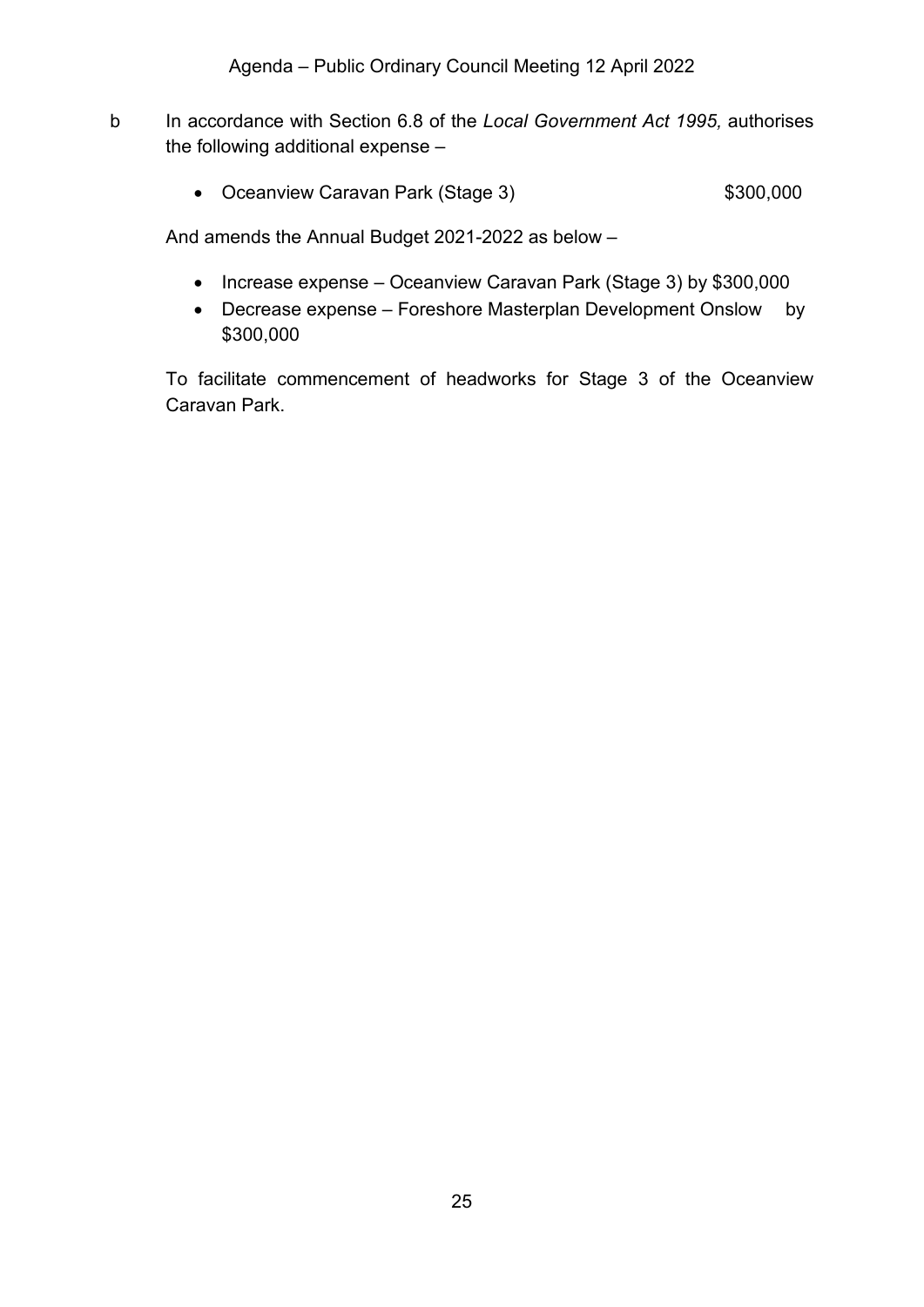b In accordance with Section 6.8 of the *Local Government Act 1995,* authorises the following additional expense –

- Oceanview Caravan Park (Stage 3) $300,000

And amends the Annual Budget 2021-2022 as below –

- Increase expense – Oceanview Caravan Park (Stage 3) by $300,000
- Decrease expense – Foreshore Masterplan Development Onslow by $300,000

To facilitate commencement of headworks for Stage 3 of the Oceanview Caravan Park.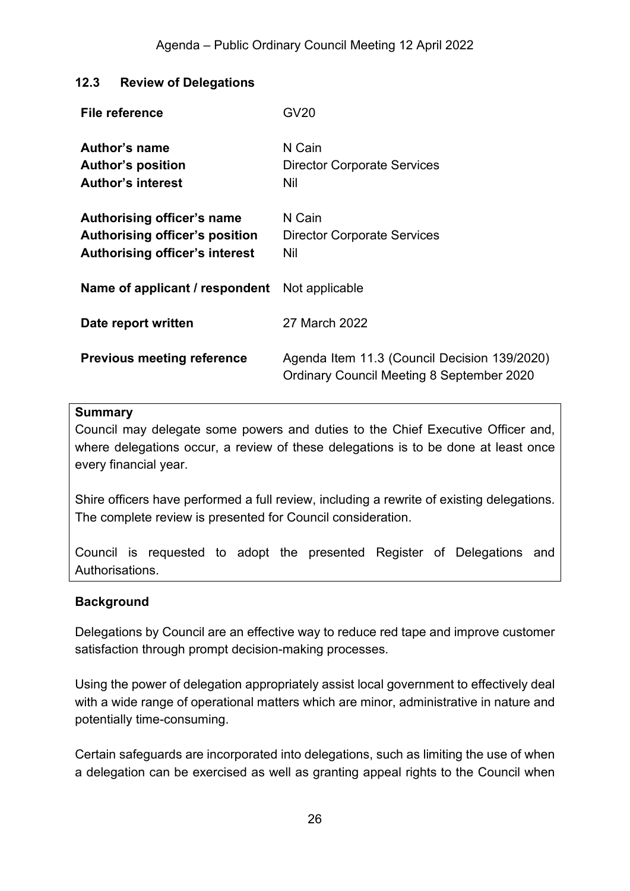## 12.3 Review of Delegations

| | |
|---|---|
| **File reference** | GV20 |
| **Author's name** | N Cain |
| **Author's position** | Director Corporate Services |
| **Author's interest** | Nil |
| **Authorising officer's name** | N Cain |
| **Authorising officer's position** | Director Corporate Services |
| **Authorising officer's interest** | Nil |
| **Name of applicant / respondent** | Not applicable |
| **Date report written** | 27 March 2022 |
| **Previous meeting reference** | Agenda Item 11.3 (Council Decision 139/2020) Ordinary Council Meeting 8 September 2020 |

**Summary**

Council may delegate some powers and duties to the Chief Executive Officer and, where delegations occur, a review of these delegations is to be done at least once every financial year.

Shire officers have performed a full review, including a rewrite of existing delegations. The complete review is presented for Council consideration.

Council is requested to adopt the presented Register of Delegations and Authorisations.

**Background**

Delegations by Council are an effective way to reduce red tape and improve customer satisfaction through prompt decision-making processes.

Using the power of delegation appropriately assist local government to effectively deal with a wide range of operational matters which are minor, administrative in nature and potentially time-consuming.

Certain safeguards are incorporated into delegations, such as limiting the use of when a delegation can be exercised as well as granting appeal rights to the Council when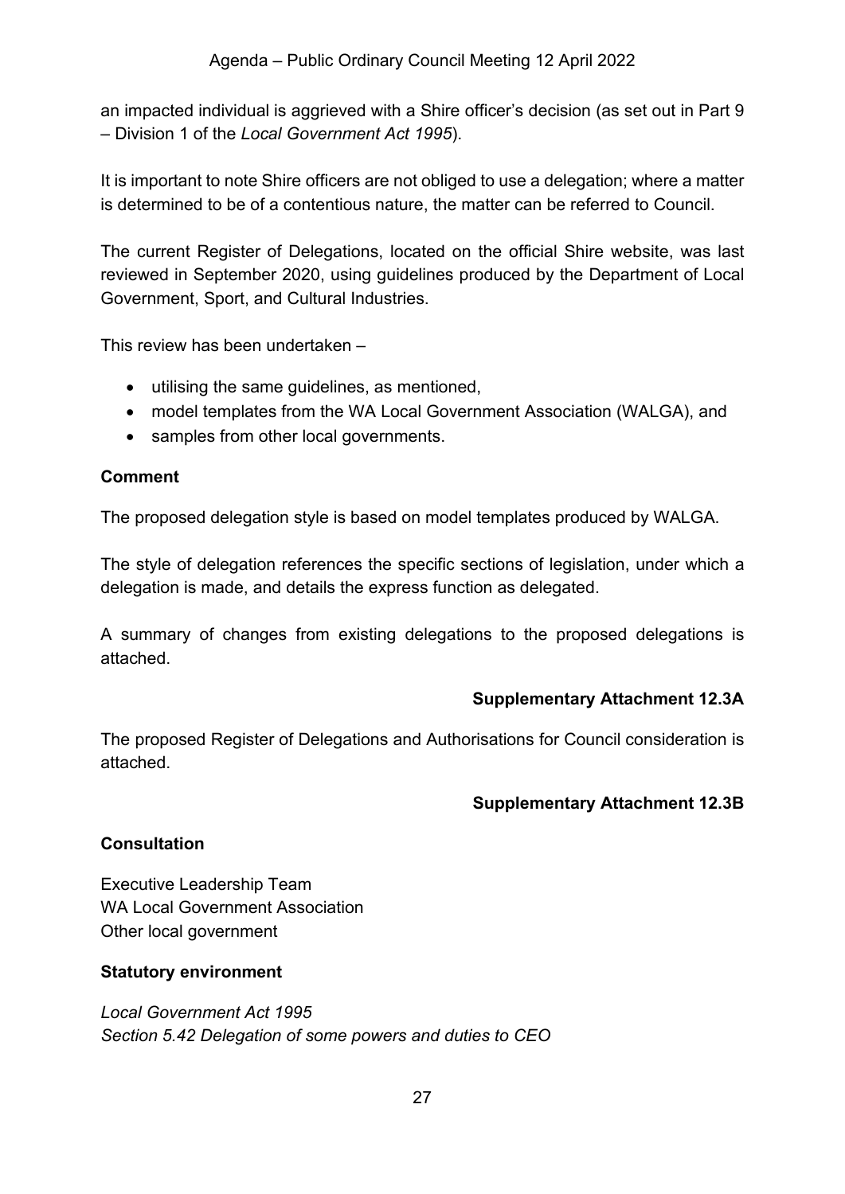an impacted individual is aggrieved with a Shire officer's decision (as set out in Part 9 – Division 1 of the *Local Government Act 1995*).

It is important to note Shire officers are not obliged to use a delegation; where a matter is determined to be of a contentious nature, the matter can be referred to Council.

The current Register of Delegations, located on the official Shire website, was last reviewed in September 2020, using guidelines produced by the Department of Local Government, Sport, and Cultural Industries.

This review has been undertaken –

- utilising the same guidelines, as mentioned,
- model templates from the WA Local Government Association (WALGA), and
- samples from other local governments.

**Comment**

The proposed delegation style is based on model templates produced by WALGA.

The style of delegation references the specific sections of legislation, under which a delegation is made, and details the express function as delegated.

A summary of changes from existing delegations to the proposed delegations is attached.

**Supplementary Attachment 12.3A**

The proposed Register of Delegations and Authorisations for Council consideration is attached.

**Supplementary Attachment 12.3B**

**Consultation**

Executive Leadership Team
WA Local Government Association
Other local government

**Statutory environment**

*Local Government Act 1995*
*Section 5.42 Delegation of some powers and duties to CEO*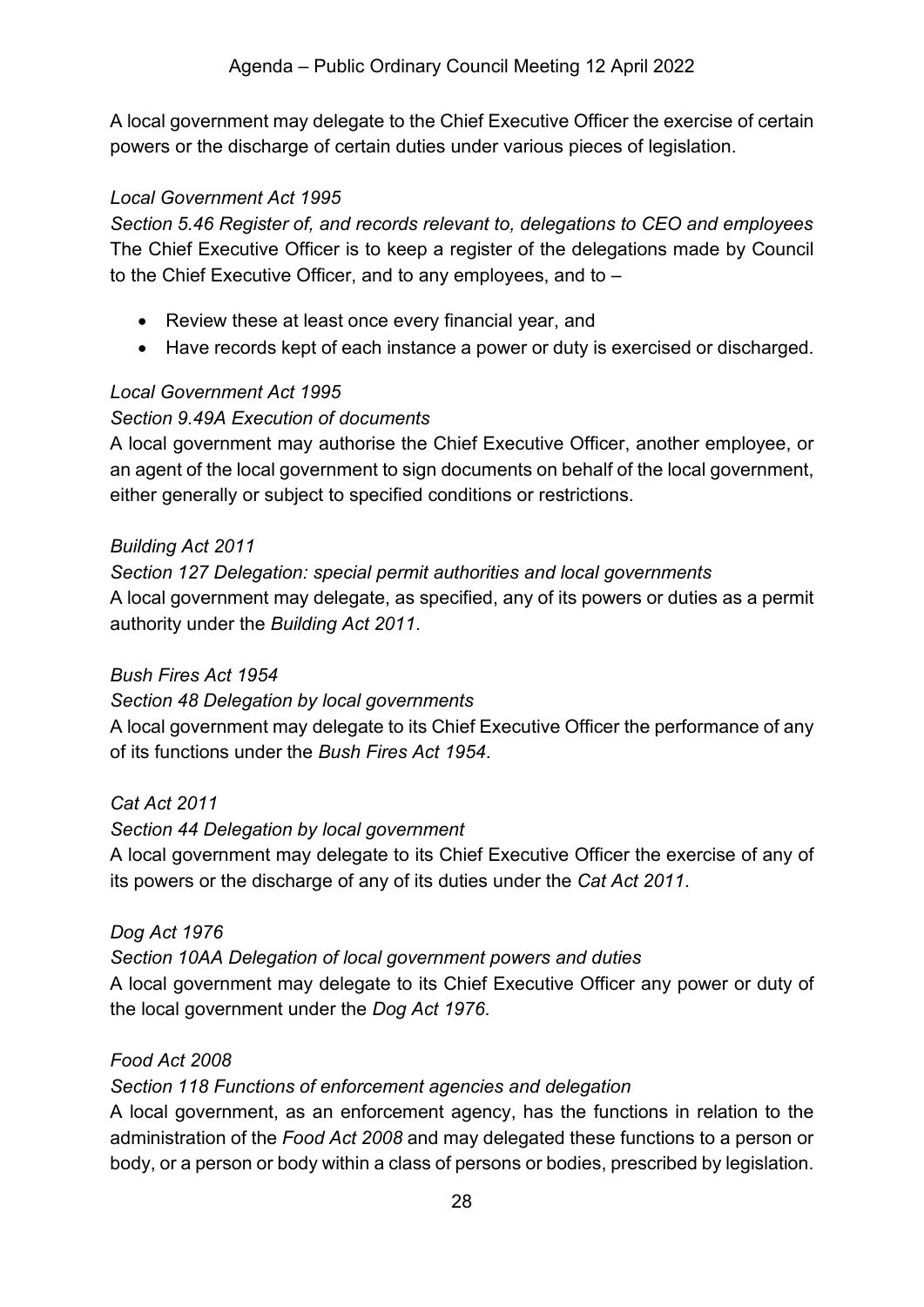A local government may delegate to the Chief Executive Officer the exercise of certain powers or the discharge of certain duties under various pieces of legislation.

*Local Government Act 1995*
*Section 5.46 Register of, and records relevant to, delegations to CEO and employees*
The Chief Executive Officer is to keep a register of the delegations made by Council to the Chief Executive Officer, and to any employees, and to –

- Review these at least once every financial year, and
- Have records kept of each instance a power or duty is exercised or discharged.

*Local Government Act 1995*
*Section 9.49A Execution of documents*
A local government may authorise the Chief Executive Officer, another employee, or an agent of the local government to sign documents on behalf of the local government, either generally or subject to specified conditions or restrictions.

*Building Act 2011*
*Section 127 Delegation: special permit authorities and local governments*
A local government may delegate, as specified, any of its powers or duties as a permit authority under the *Building Act 2011*.

*Bush Fires Act 1954*
*Section 48 Delegation by local governments*
A local government may delegate to its Chief Executive Officer the performance of any of its functions under the *Bush Fires Act 1954*.

*Cat Act 2011*
*Section 44 Delegation by local government*
A local government may delegate to its Chief Executive Officer the exercise of any of its powers or the discharge of any of its duties under the *Cat Act 2011*.

*Dog Act 1976*
*Section 10AA Delegation of local government powers and duties*
A local government may delegate to its Chief Executive Officer any power or duty of the local government under the *Dog Act 1976*.

*Food Act 2008*
*Section 118 Functions of enforcement agencies and delegation*
A local government, as an enforcement agency, has the functions in relation to the administration of the *Food Act 2008* and may delegated these functions to a person or body, or a person or body within a class of persons or bodies, prescribed by legislation.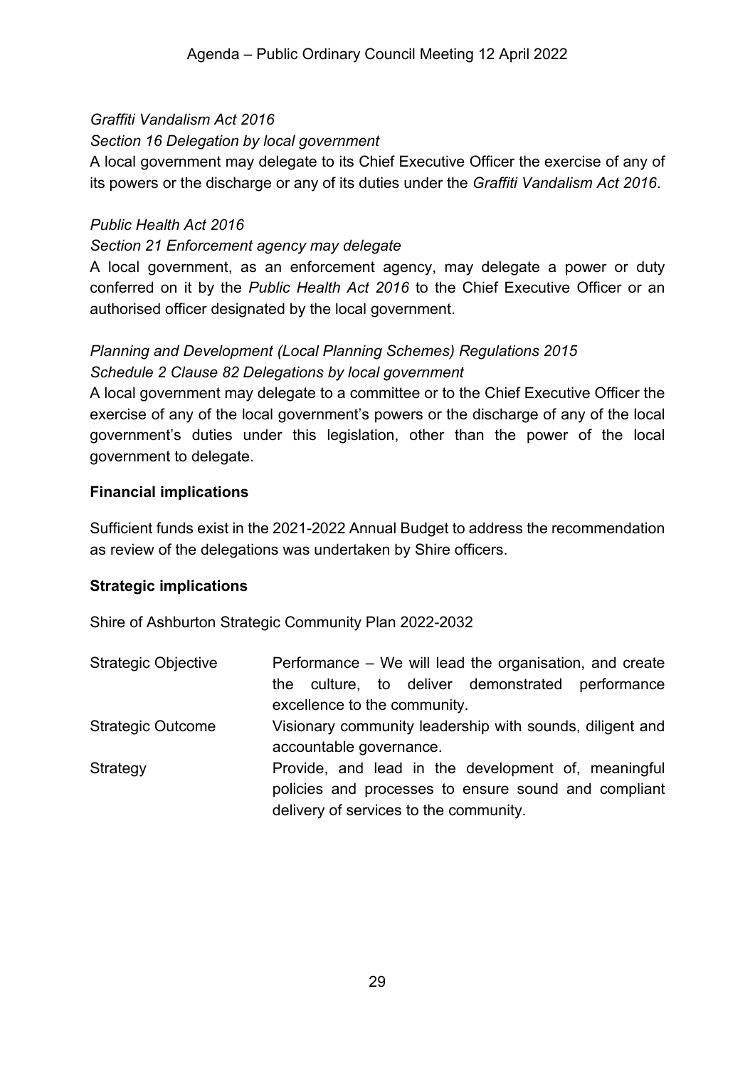*Graffiti Vandalism Act 2016*

*Section 16 Delegation by local government*

A local government may delegate to its Chief Executive Officer the exercise of any of its powers or the discharge or any of its duties under the *Graffiti Vandalism Act 2016*.

*Public Health Act 2016*

*Section 21 Enforcement agency may delegate*

A local government, as an enforcement agency, may delegate a power or duty conferred on it by the *Public Health Act 2016* to the Chief Executive Officer or an authorised officer designated by the local government.

*Planning and Development (Local Planning Schemes) Regulations 2015*

*Schedule 2 Clause 82 Delegations by local government*

A local government may delegate to a committee or to the Chief Executive Officer the exercise of any of the local government's powers or the discharge of any of the local government's duties under this legislation, other than the power of the local government to delegate.

**Financial implications**

Sufficient funds exist in the 2021-2022 Annual Budget to address the recommendation as review of the delegations was undertaken by Shire officers.

**Strategic implications**

Shire of Ashburton Strategic Community Plan 2022-2032

| | |
|---|---|
| Strategic Objective | Performance – We will lead the organisation, and create the culture, to deliver demonstrated performance excellence to the community. |
| Strategic Outcome | Visionary community leadership with sounds, diligent and accountable governance. |
| Strategy | Provide, and lead in the development of, meaningful policies and processes to ensure sound and compliant delivery of services to the community. |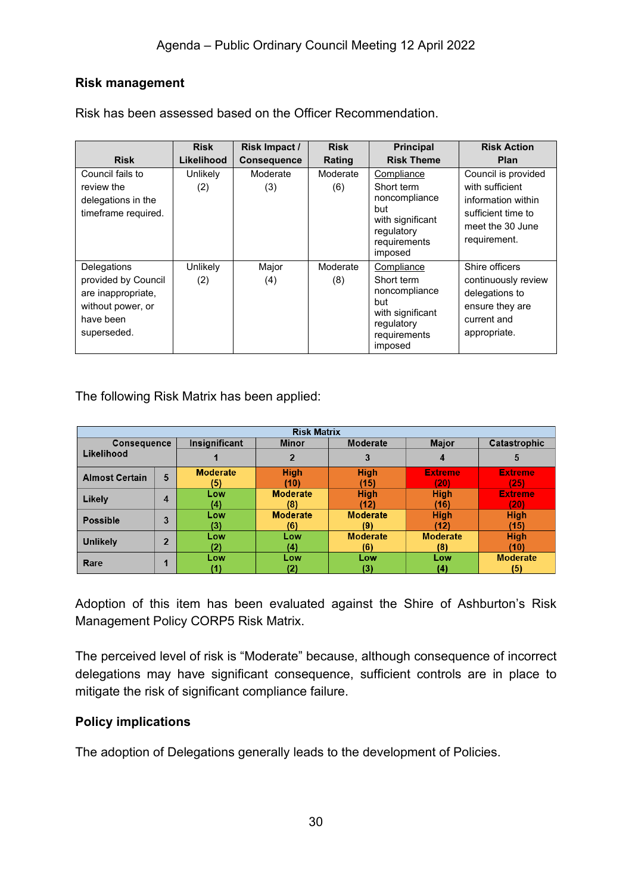## Risk management

Risk has been assessed based on the Officer Recommendation.

| Risk | Risk Likelihood | Risk Impact / Consequence | Risk Rating | Principal Risk Theme | Risk Action Plan |
|---|---|---|---|---|---|
| Council fails to review the delegations in the timeframe required. | Unlikely (2) | Moderate (3) | Moderate (6) | Compliance<br>Short term noncompliance but with significant regulatory requirements imposed | Council is provided with sufficient information within sufficient time to meet the 30 June requirement. |
| Delegations provided by Council are inappropriate, without power, or have been superseded. | Unlikely (2) | Major (4) | Moderate (8) | Compliance<br>Short term noncompliance but with significant regulatory requirements imposed | Shire officers continuously review delegations to ensure they are current and appropriate. |

The following Risk Matrix has been applied:

| Risk Matrix | | | | | | |
|---|---|---|---|---|---|---|
| Consequence / Likelihood | | Insignificant | Minor | Moderate | Major | Catastrophic |
| | | 1 | 2 | 3 | 4 | 5 |
| Almost Certain | 5 | Moderate (5) | High (10) | High (15) | Extreme (20) | Extreme (25) |
| Likely | 4 | Low (4) | Moderate (8) | High (12) | High (16) | Extreme (20) |
| Possible | 3 | Low (3) | Moderate (6) | Moderate (9) | High (12) | High (15) |
| Unlikely | 2 | Low (2) | Low (4) | Moderate (6) | Moderate (8) | High (10) |
| Rare | 1 | Low (1) | Low (2) | Low (3) | Low (4) | Moderate (5) |

Adoption of this item has been evaluated against the Shire of Ashburton's Risk Management Policy CORP5 Risk Matrix.

The perceived level of risk is "Moderate" because, although consequence of incorrect delegations may have significant consequence, sufficient controls are in place to mitigate the risk of significant compliance failure.

## Policy implications

The adoption of Delegations generally leads to the development of Policies.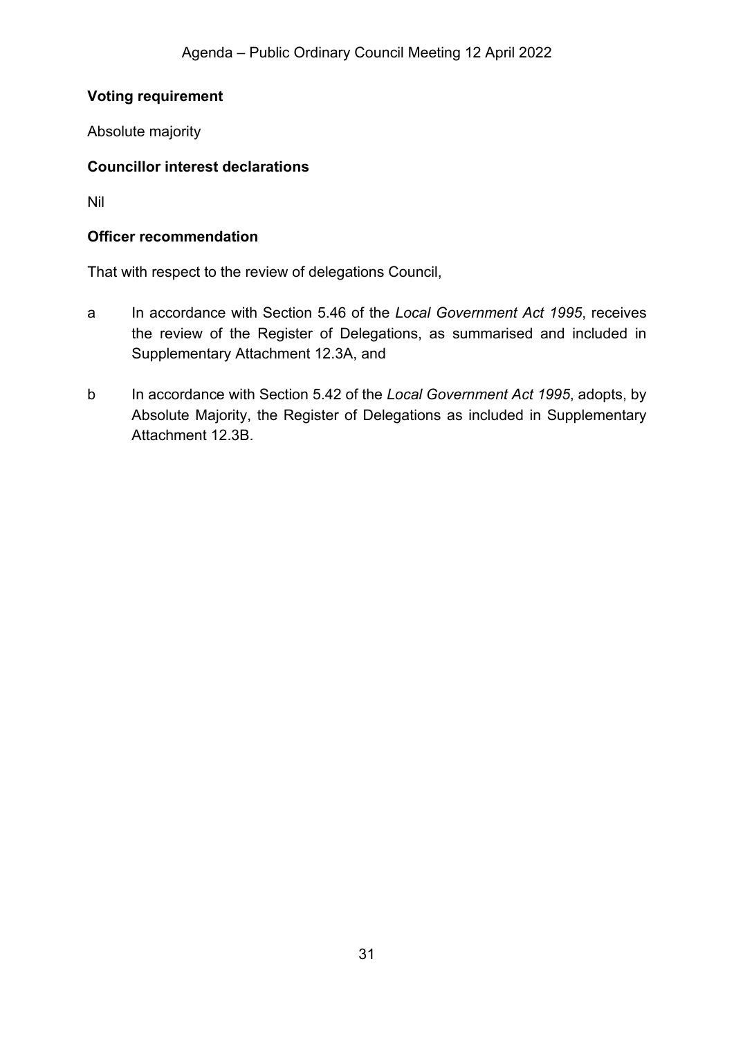**Voting requirement**

Absolute majority

**Councillor interest declarations**

Nil

**Officer recommendation**

That with respect to the review of delegations Council,

a In accordance with Section 5.46 of the *Local Government Act 1995*, receives the review of the Register of Delegations, as summarised and included in Supplementary Attachment 12.3A, and

b In accordance with Section 5.42 of the *Local Government Act 1995*, adopts, by Absolute Majority, the Register of Delegations as included in Supplementary Attachment 12.3B.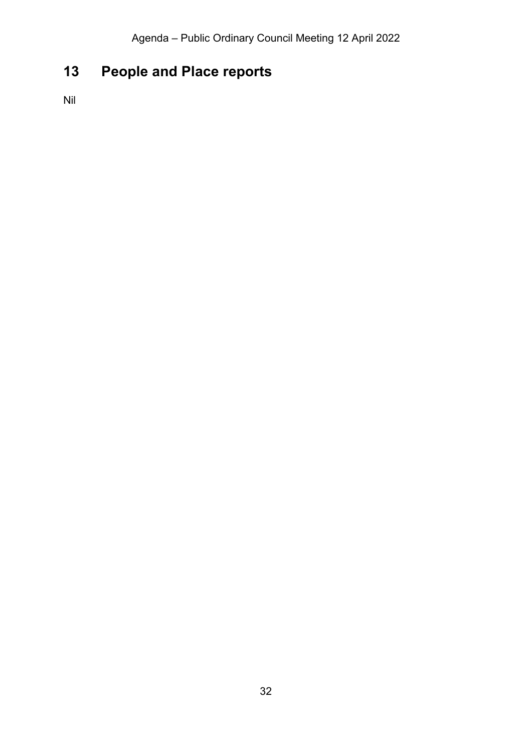# 13 People and Place reports

Nil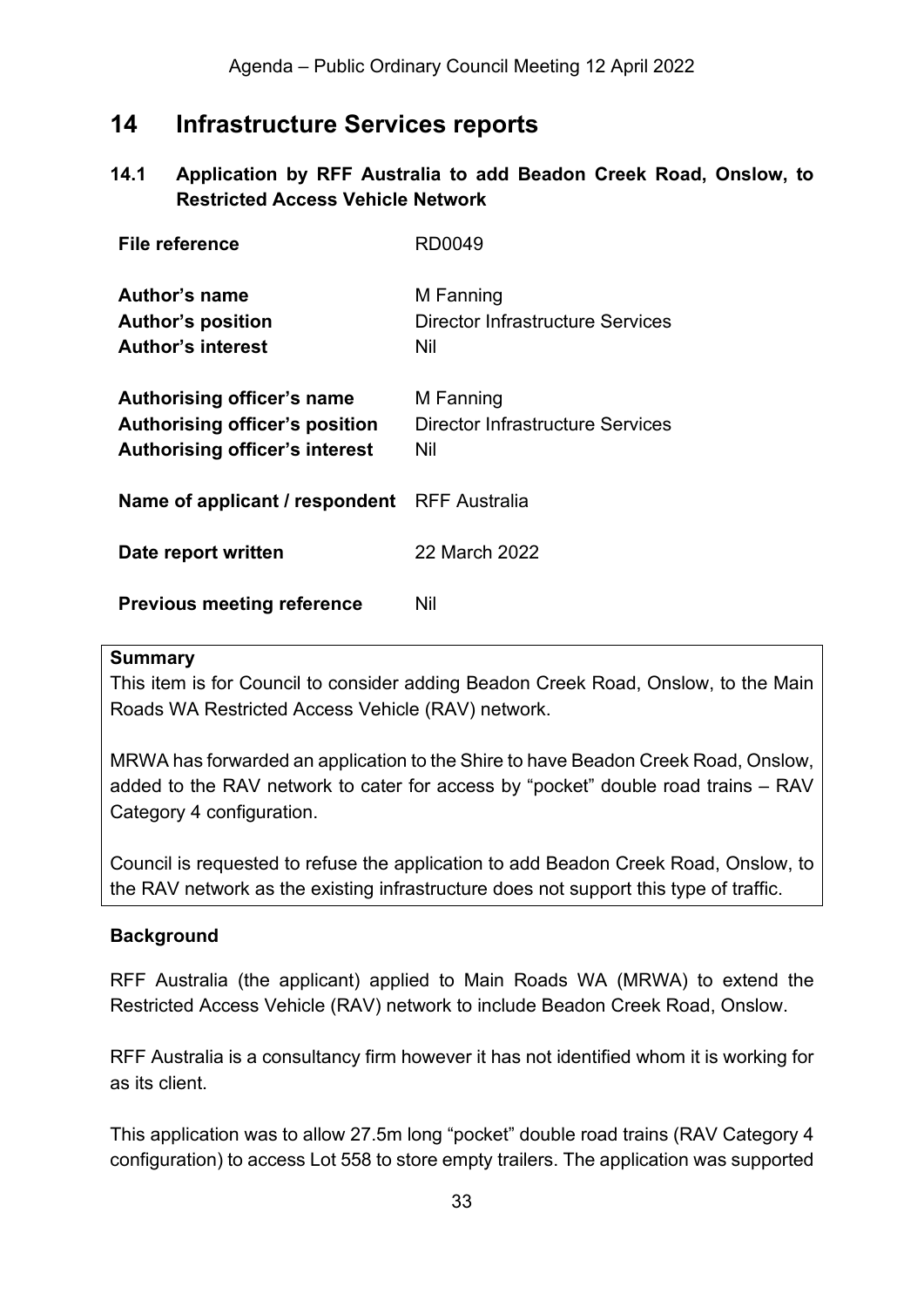# 14 Infrastructure Services reports

## 14.1 Application by RFF Australia to add Beadon Creek Road, Onslow, to Restricted Access Vehicle Network

| | |
|---|---|
| **File reference** | RD0049 |
| **Author's name** | M Fanning |
| **Author's position** | Director Infrastructure Services |
| **Author's interest** | Nil |
| **Authorising officer's name** | M Fanning |
| **Authorising officer's position** | Director Infrastructure Services |
| **Authorising officer's interest** | Nil |
| **Name of applicant / respondent** | RFF Australia |
| **Date report written** | 22 March 2022 |
| **Previous meeting reference** | Nil |

**Summary**

This item is for Council to consider adding Beadon Creek Road, Onslow, to the Main Roads WA Restricted Access Vehicle (RAV) network.

MRWA has forwarded an application to the Shire to have Beadon Creek Road, Onslow, added to the RAV network to cater for access by "pocket" double road trains – RAV Category 4 configuration.

Council is requested to refuse the application to add Beadon Creek Road, Onslow, to the RAV network as the existing infrastructure does not support this type of traffic.

**Background**

RFF Australia (the applicant) applied to Main Roads WA (MRWA) to extend the Restricted Access Vehicle (RAV) network to include Beadon Creek Road, Onslow.

RFF Australia is a consultancy firm however it has not identified whom it is working for as its client.

This application was to allow 27.5m long "pocket" double road trains (RAV Category 4 configuration) to access Lot 558 to store empty trailers. The application was supported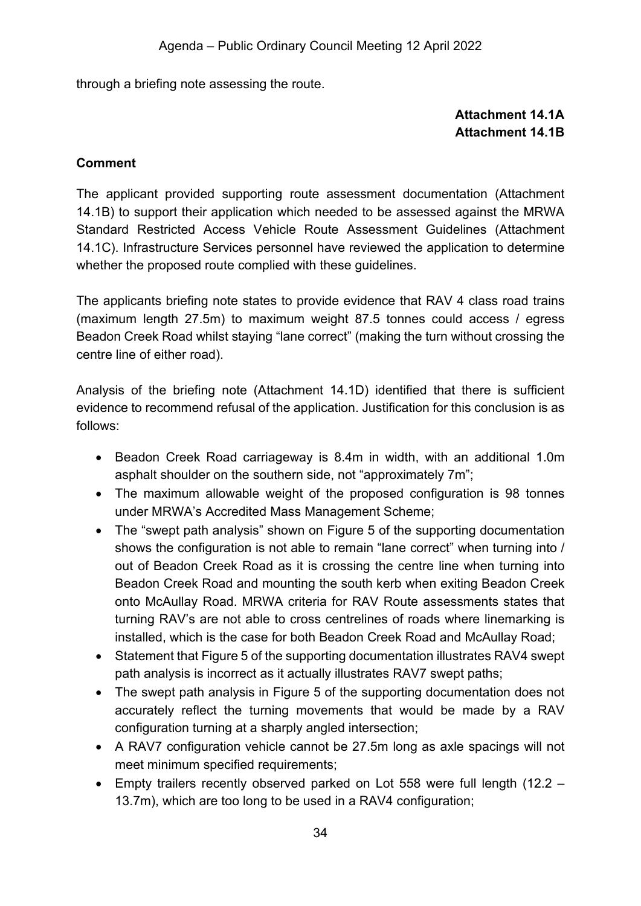through a briefing note assessing the route.

**Attachment 14.1A**
**Attachment 14.1B**

**Comment**

The applicant provided supporting route assessment documentation (Attachment 14.1B) to support their application which needed to be assessed against the MRWA Standard Restricted Access Vehicle Route Assessment Guidelines (Attachment 14.1C). Infrastructure Services personnel have reviewed the application to determine whether the proposed route complied with these guidelines.

The applicants briefing note states to provide evidence that RAV 4 class road trains (maximum length 27.5m) to maximum weight 87.5 tonnes could access / egress Beadon Creek Road whilst staying "lane correct" (making the turn without crossing the centre line of either road).

Analysis of the briefing note (Attachment 14.1D) identified that there is sufficient evidence to recommend refusal of the application. Justification for this conclusion is as follows:

- Beadon Creek Road carriageway is 8.4m in width, with an additional 1.0m asphalt shoulder on the southern side, not "approximately 7m";
- The maximum allowable weight of the proposed configuration is 98 tonnes under MRWA's Accredited Mass Management Scheme;
- The "swept path analysis" shown on Figure 5 of the supporting documentation shows the configuration is not able to remain "lane correct" when turning into / out of Beadon Creek Road as it is crossing the centre line when turning into Beadon Creek Road and mounting the south kerb when exiting Beadon Creek onto McAullay Road. MRWA criteria for RAV Route assessments states that turning RAV's are not able to cross centrelines of roads where linemarking is installed, which is the case for both Beadon Creek Road and McAullay Road;
- Statement that Figure 5 of the supporting documentation illustrates RAV4 swept path analysis is incorrect as it actually illustrates RAV7 swept paths;
- The swept path analysis in Figure 5 of the supporting documentation does not accurately reflect the turning movements that would be made by a RAV configuration turning at a sharply angled intersection;
- A RAV7 configuration vehicle cannot be 27.5m long as axle spacings will not meet minimum specified requirements;
- Empty trailers recently observed parked on Lot 558 were full length (12.2 – 13.7m), which are too long to be used in a RAV4 configuration;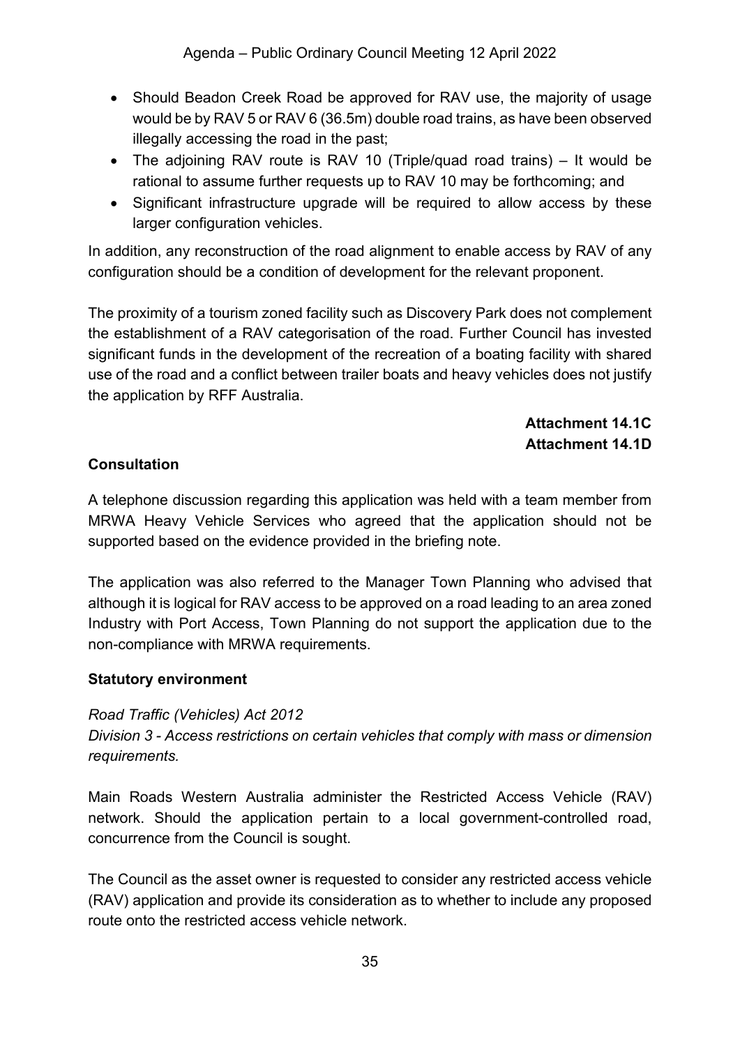- Should Beadon Creek Road be approved for RAV use, the majority of usage would be by RAV 5 or RAV 6 (36.5m) double road trains, as have been observed illegally accessing the road in the past;
- The adjoining RAV route is RAV 10 (Triple/quad road trains) – It would be rational to assume further requests up to RAV 10 may be forthcoming; and
- Significant infrastructure upgrade will be required to allow access by these larger configuration vehicles.

In addition, any reconstruction of the road alignment to enable access by RAV of any configuration should be a condition of development for the relevant proponent.

The proximity of a tourism zoned facility such as Discovery Park does not complement the establishment of a RAV categorisation of the road. Further Council has invested significant funds in the development of the recreation of a boating facility with shared use of the road and a conflict between trailer boats and heavy vehicles does not justify the application by RFF Australia.

**Attachment 14.1C**
**Attachment 14.1D**

**Consultation**

A telephone discussion regarding this application was held with a team member from MRWA Heavy Vehicle Services who agreed that the application should not be supported based on the evidence provided in the briefing note.

The application was also referred to the Manager Town Planning who advised that although it is logical for RAV access to be approved on a road leading to an area zoned Industry with Port Access, Town Planning do not support the application due to the non-compliance with MRWA requirements.

**Statutory environment**

*Road Traffic (Vehicles) Act 2012*
*Division 3 - Access restrictions on certain vehicles that comply with mass or dimension requirements.*

Main Roads Western Australia administer the Restricted Access Vehicle (RAV) network. Should the application pertain to a local government-controlled road, concurrence from the Council is sought.

The Council as the asset owner is requested to consider any restricted access vehicle (RAV) application and provide its consideration as to whether to include any proposed route onto the restricted access vehicle network.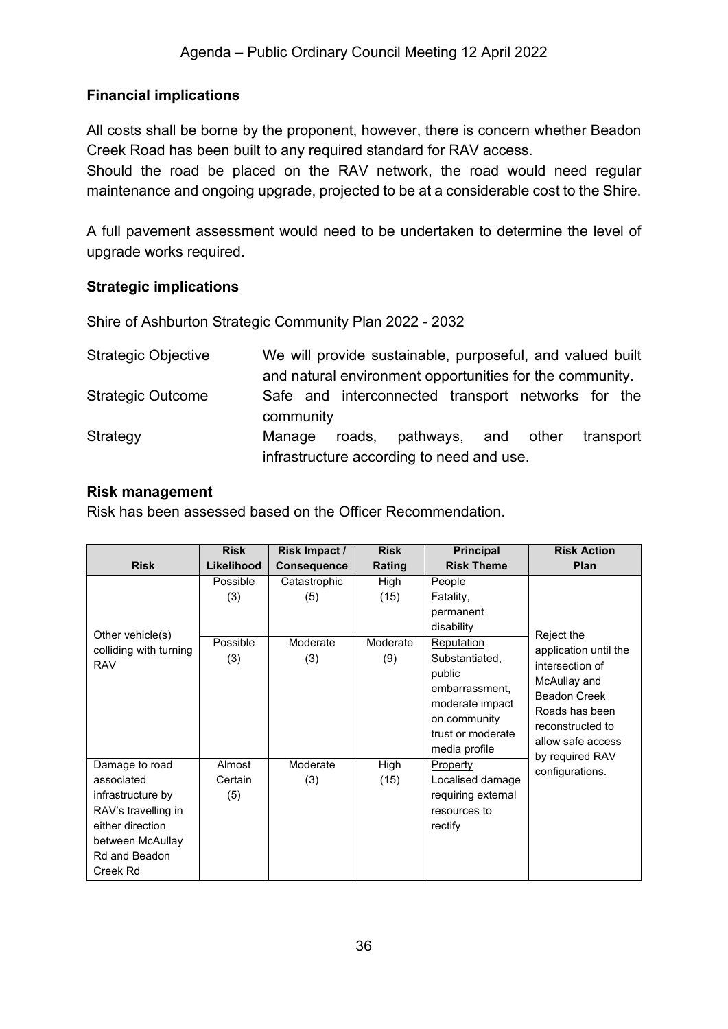## Financial implications

All costs shall be borne by the proponent, however, there is concern whether Beadon Creek Road has been built to any required standard for RAV access.
Should the road be placed on the RAV network, the road would need regular maintenance and ongoing upgrade, projected to be at a considerable cost to the Shire.

A full pavement assessment would need to be undertaken to determine the level of upgrade works required.

## Strategic implications

Shire of Ashburton Strategic Community Plan 2022 - 2032

| | |
|---|---|
| Strategic Objective | We will provide sustainable, purposeful, and valued built and natural environment opportunities for the community. |
| Strategic Outcome | Safe and interconnected transport networks for the community |
| Strategy | Manage roads, pathways, and other transport infrastructure according to need and use. |

## Risk management

Risk has been assessed based on the Officer Recommendation.

| Risk | Risk Likelihood | Risk Impact / Consequence | Risk Rating | Principal Risk Theme | Risk Action Plan |
|---|---|---|---|---|---|
| Other vehicle(s) colliding with turning RAV | Possible (3) | Catastrophic (5) | High (15) | People<br>Fatality, permanent disability | Reject the application until the intersection of McAullay and Beadon Creek Roads has been reconstructed to allow safe access by required RAV configurations. |
| | Possible (3) | Moderate (3) | Moderate (9) | Reputation<br>Substantiated, public embarrassment, moderate impact on community trust or moderate media profile | |
| Damage to road associated infrastructure by RAV's travelling in either direction between McAullay Rd and Beadon Creek Rd | Almost Certain (5) | Moderate (3) | High (15) | Property<br>Localised damage requiring external resources to rectify | |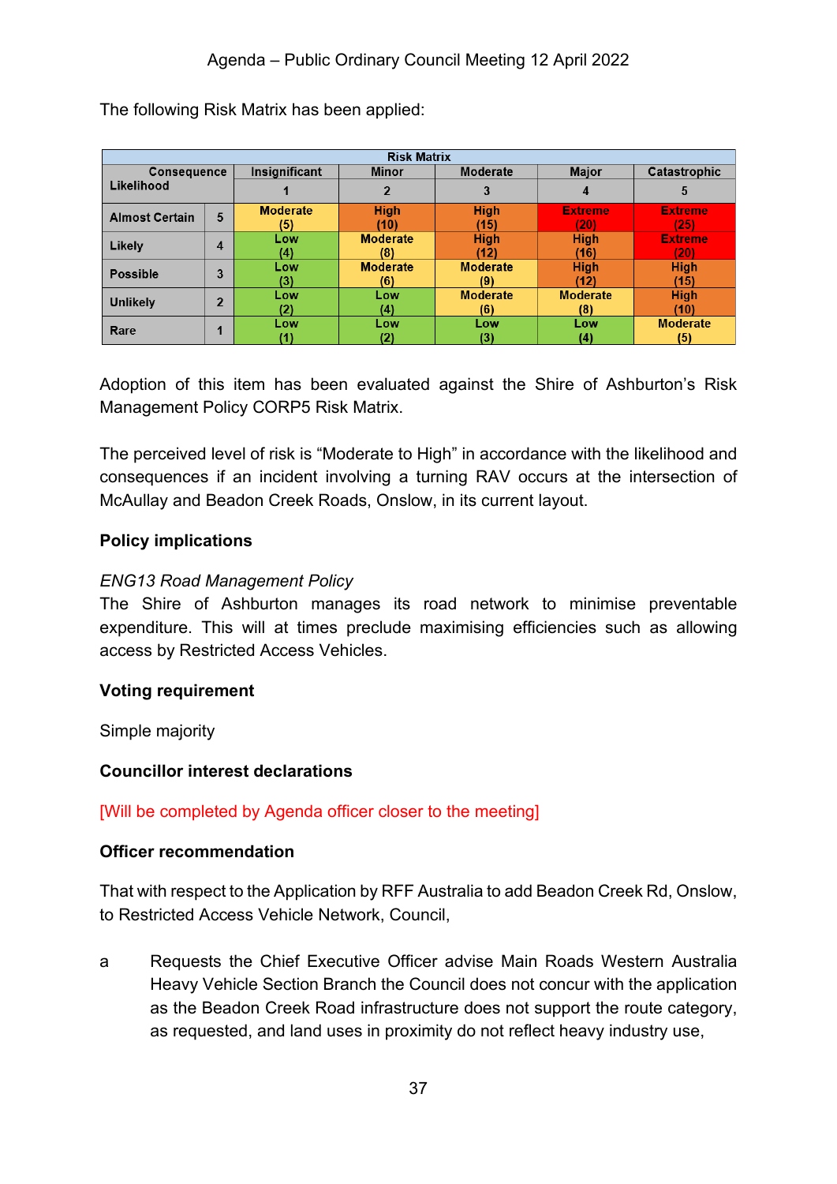The following Risk Matrix has been applied:

| Risk Matrix | | | | | | |
|---|---|---|---|---|---|---|
| Consequence / Likelihood | | Insignificant | Minor | Moderate | Major | Catastrophic |
| | | 1 | 2 | 3 | 4 | 5 |
| Almost Certain | 5 | Moderate (5) | High (10) | High (15) | Extreme (20) | Extreme (25) |
| Likely | 4 | Low (4) | Moderate (8) | High (12) | High (16) | Extreme (20) |
| Possible | 3 | Low (3) | Moderate (6) | Moderate (9) | High (12) | High (15) |
| Unlikely | 2 | Low (2) | Low (4) | Moderate (6) | Moderate (8) | High (10) |
| Rare | 1 | Low (1) | Low (2) | Low (3) | Low (4) | Moderate (5) |

Adoption of this item has been evaluated against the Shire of Ashburton's Risk Management Policy CORP5 Risk Matrix.

The perceived level of risk is "Moderate to High" in accordance with the likelihood and consequences if an incident involving a turning RAV occurs at the intersection of McAullay and Beadon Creek Roads, Onslow, in its current layout.

### Policy implications

*ENG13 Road Management Policy*
The Shire of Ashburton manages its road network to minimise preventable expenditure. This will at times preclude maximising efficiencies such as allowing access by Restricted Access Vehicles.

### Voting requirement

Simple majority

### Councillor interest declarations

[Will be completed by Agenda officer closer to the meeting]

### Officer recommendation

That with respect to the Application by RFF Australia to add Beadon Creek Rd, Onslow, to Restricted Access Vehicle Network, Council,

a Requests the Chief Executive Officer advise Main Roads Western Australia Heavy Vehicle Section Branch the Council does not concur with the application as the Beadon Creek Road infrastructure does not support the route category, as requested, and land uses in proximity do not reflect heavy industry use,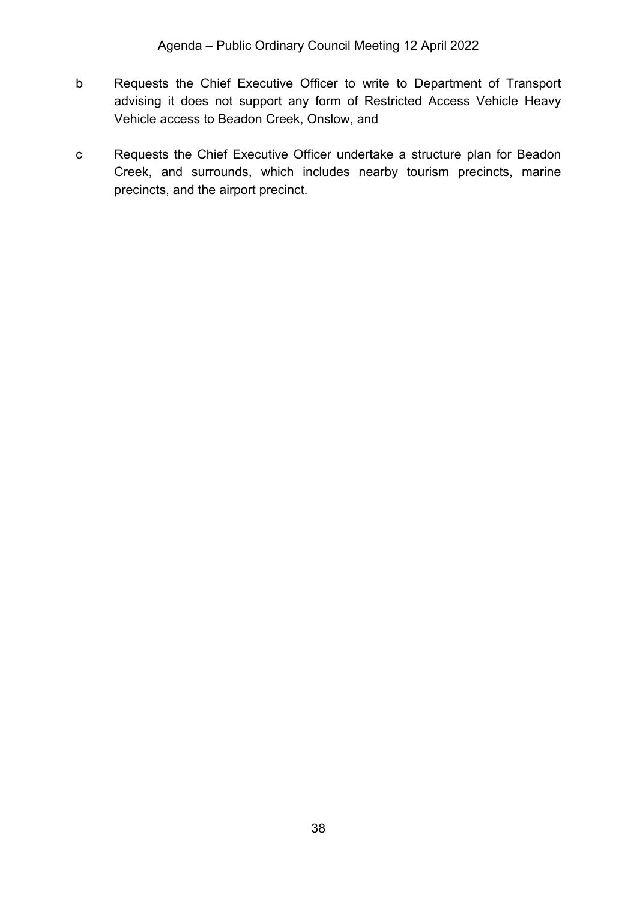b Requests the Chief Executive Officer to write to Department of Transport advising it does not support any form of Restricted Access Vehicle Heavy Vehicle access to Beadon Creek, Onslow, and

c Requests the Chief Executive Officer undertake a structure plan for Beadon Creek, and surrounds, which includes nearby tourism precincts, marine precincts, and the airport precinct.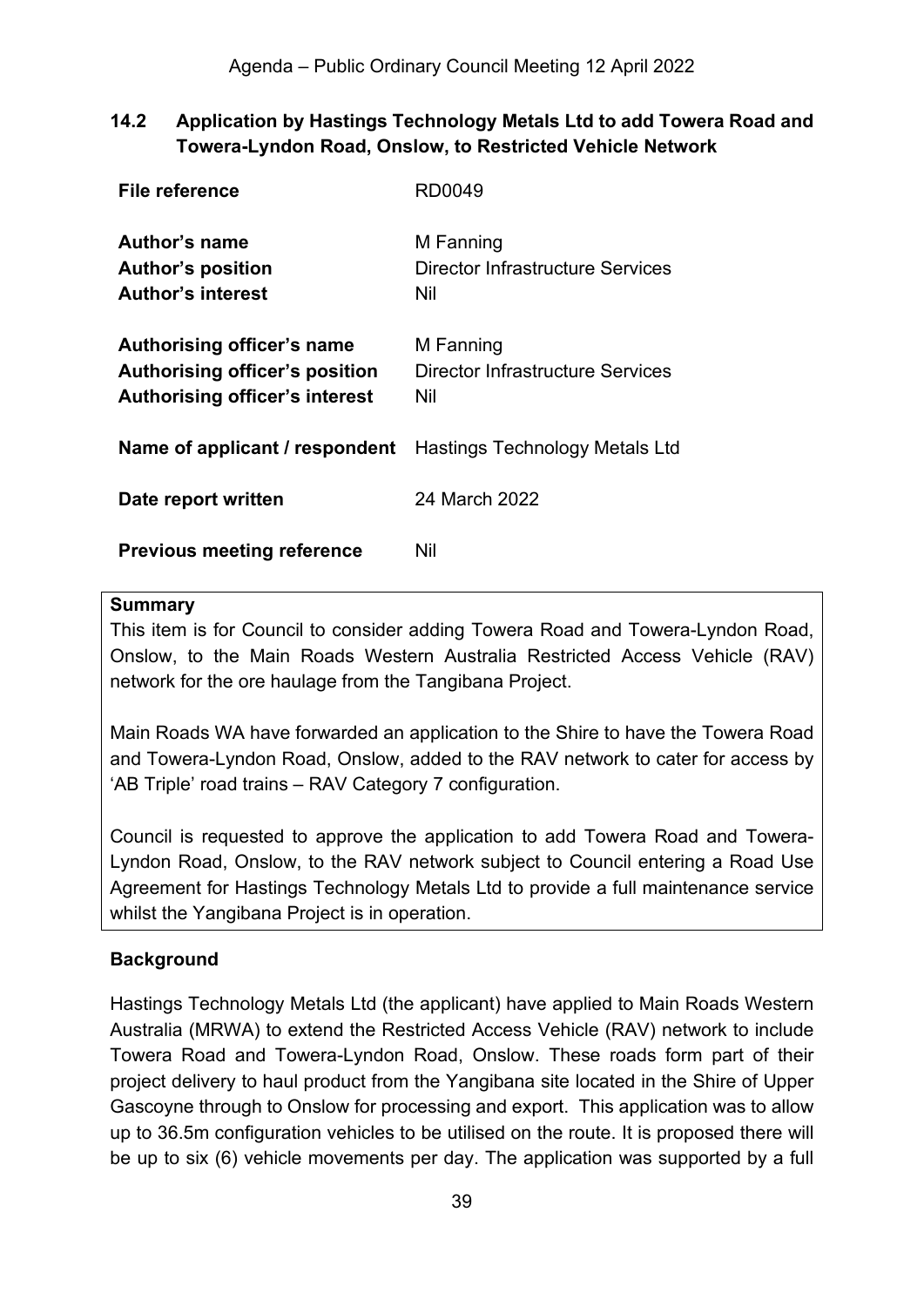## 14.2 Application by Hastings Technology Metals Ltd to add Towera Road and Towera-Lyndon Road, Onslow, to Restricted Vehicle Network

| | |
|---|---|
| **File reference** | RD0049 |
| **Author's name** | M Fanning |
| **Author's position** | Director Infrastructure Services |
| **Author's interest** | Nil |
| **Authorising officer's name** | M Fanning |
| **Authorising officer's position** | Director Infrastructure Services |
| **Authorising officer's interest** | Nil |
| **Name of applicant / respondent** | Hastings Technology Metals Ltd |
| **Date report written** | 24 March 2022 |
| **Previous meeting reference** | Nil |

**Summary**

This item is for Council to consider adding Towera Road and Towera-Lyndon Road, Onslow, to the Main Roads Western Australia Restricted Access Vehicle (RAV) network for the ore haulage from the Tangibana Project.

Main Roads WA have forwarded an application to the Shire to have the Towera Road and Towera-Lyndon Road, Onslow, added to the RAV network to cater for access by 'AB Triple' road trains – RAV Category 7 configuration.

Council is requested to approve the application to add Towera Road and Towera-Lyndon Road, Onslow, to the RAV network subject to Council entering a Road Use Agreement for Hastings Technology Metals Ltd to provide a full maintenance service whilst the Yangibana Project is in operation.

### Background

Hastings Technology Metals Ltd (the applicant) have applied to Main Roads Western Australia (MRWA) to extend the Restricted Access Vehicle (RAV) network to include Towera Road and Towera-Lyndon Road, Onslow. These roads form part of their project delivery to haul product from the Yangibana site located in the Shire of Upper Gascoyne through to Onslow for processing and export. This application was to allow up to 36.5m configuration vehicles to be utilised on the route. It is proposed there will be up to six (6) vehicle movements per day. The application was supported by a full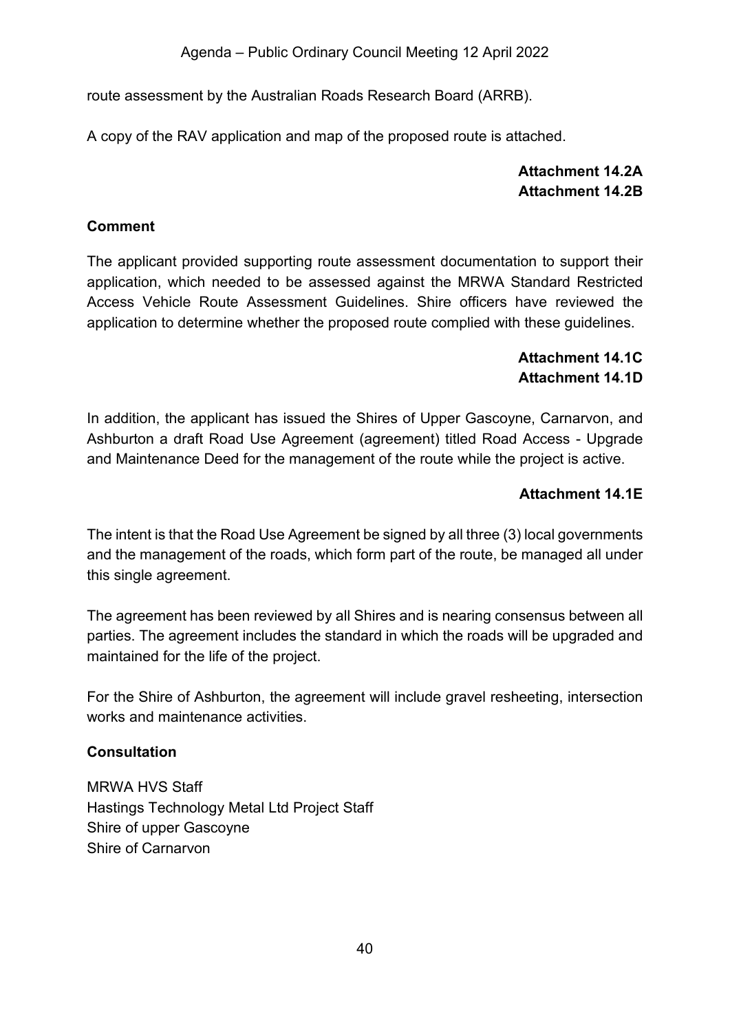route assessment by the Australian Roads Research Board (ARRB).

A copy of the RAV application and map of the proposed route is attached.

**Attachment 14.2A**
**Attachment 14.2B**

**Comment**

The applicant provided supporting route assessment documentation to support their application, which needed to be assessed against the MRWA Standard Restricted Access Vehicle Route Assessment Guidelines. Shire officers have reviewed the application to determine whether the proposed route complied with these guidelines.

**Attachment 14.1C**
**Attachment 14.1D**

In addition, the applicant has issued the Shires of Upper Gascoyne, Carnarvon, and Ashburton a draft Road Use Agreement (agreement) titled Road Access - Upgrade and Maintenance Deed for the management of the route while the project is active.

**Attachment 14.1E**

The intent is that the Road Use Agreement be signed by all three (3) local governments and the management of the roads, which form part of the route, be managed all under this single agreement.

The agreement has been reviewed by all Shires and is nearing consensus between all parties. The agreement includes the standard in which the roads will be upgraded and maintained for the life of the project.

For the Shire of Ashburton, the agreement will include gravel resheeting, intersection works and maintenance activities.

**Consultation**

MRWA HVS Staff
Hastings Technology Metal Ltd Project Staff
Shire of upper Gascoyne
Shire of Carnarvon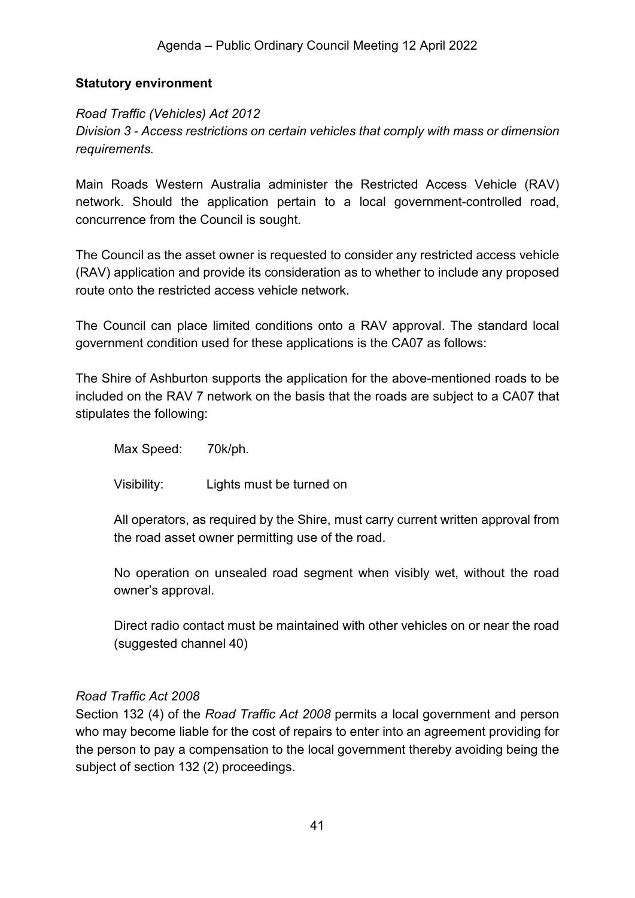**Statutory environment**

*Road Traffic (Vehicles) Act 2012*
*Division 3 - Access restrictions on certain vehicles that comply with mass or dimension requirements.*

Main Roads Western Australia administer the Restricted Access Vehicle (RAV) network. Should the application pertain to a local government-controlled road, concurrence from the Council is sought.

The Council as the asset owner is requested to consider any restricted access vehicle (RAV) application and provide its consideration as to whether to include any proposed route onto the restricted access vehicle network.

The Council can place limited conditions onto a RAV approval. The standard local government condition used for these applications is the CA07 as follows:

The Shire of Ashburton supports the application for the above-mentioned roads to be included on the RAV 7 network on the basis that the roads are subject to a CA07 that stipulates the following:

> Max Speed: 70k/ph.
>
> Visibility: Lights must be turned on
>
> All operators, as required by the Shire, must carry current written approval from the road asset owner permitting use of the road.
>
> No operation on unsealed road segment when visibly wet, without the road owner's approval.
>
> Direct radio contact must be maintained with other vehicles on or near the road (suggested channel 40)

*Road Traffic Act 2008*
Section 132 (4) of the *Road Traffic Act 2008* permits a local government and person who may become liable for the cost of repairs to enter into an agreement providing for the person to pay a compensation to the local government thereby avoiding being the subject of section 132 (2) proceedings.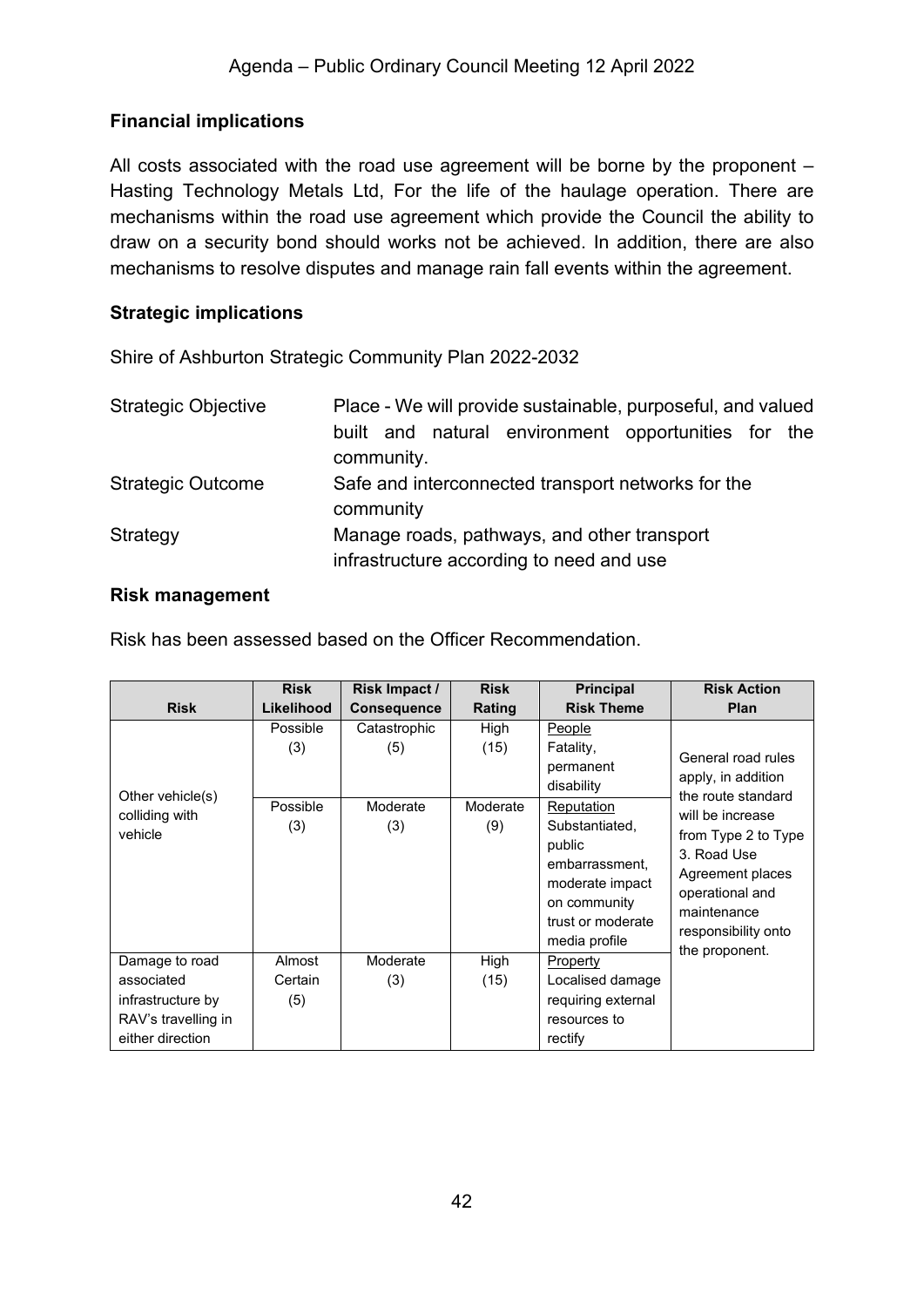## Financial implications

All costs associated with the road use agreement will be borne by the proponent – Hasting Technology Metals Ltd, For the life of the haulage operation. There are mechanisms within the road use agreement which provide the Council the ability to draw on a security bond should works not be achieved. In addition, there are also mechanisms to resolve disputes and manage rain fall events within the agreement.

## Strategic implications

Shire of Ashburton Strategic Community Plan 2022-2032

| | |
|---|---|
| Strategic Objective | Place - We will provide sustainable, purposeful, and valued built and natural environment opportunities for the community. |
| Strategic Outcome | Safe and interconnected transport networks for the community |
| Strategy | Manage roads, pathways, and other transport infrastructure according to need and use |

## Risk management

Risk has been assessed based on the Officer Recommendation.

| Risk | Risk Likelihood | Risk Impact / Consequence | Risk Rating | Principal Risk Theme | Risk Action Plan |
|---|---|---|---|---|---|
| Other vehicle(s) colliding with vehicle | Possible (3) | Catastrophic (5) | High (15) | People<br>Fatality, permanent disability | General road rules apply, in addition the route standard will be increase from Type 2 to Type 3. Road Use Agreement places operational and maintenance responsibility onto the proponent. |
| | Possible (3) | Moderate (3) | Moderate (9) | Reputation<br>Substantiated, public embarrassment, moderate impact on community trust or moderate media profile | |
| Damage to road associated infrastructure by RAV's travelling in either direction | Almost Certain (5) | Moderate (3) | High (15) | Property<br>Localised damage requiring external resources to rectify | |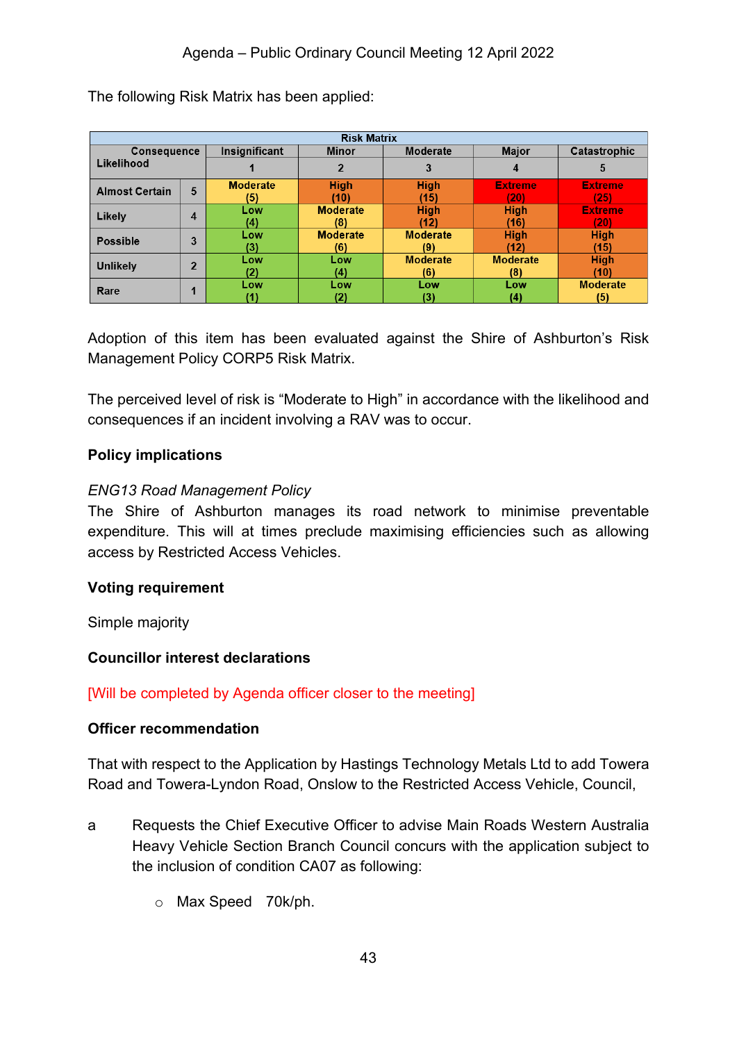The following Risk Matrix has been applied:

| Risk Matrix | | | | | | |
|---|---|---|---|---|---|---|
| Consequence / Likelihood | | Insignificant | Minor | Moderate | Major | Catastrophic |
| | | 1 | 2 | 3 | 4 | 5 |
| Almost Certain | 5 | Moderate (5) | High (10) | High (15) | Extreme (20) | Extreme (25) |
| Likely | 4 | Low (4) | Moderate (8) | High (12) | High (16) | Extreme (20) |
| Possible | 3 | Low (3) | Moderate (6) | Moderate (9) | High (12) | High (15) |
| Unlikely | 2 | Low (2) | Low (4) | Moderate (6) | Moderate (8) | High (10) |
| Rare | 1 | Low (1) | Low (2) | Low (3) | Low (4) | Moderate (5) |

Adoption of this item has been evaluated against the Shire of Ashburton's Risk Management Policy CORP5 Risk Matrix.

The perceived level of risk is "Moderate to High" in accordance with the likelihood and consequences if an incident involving a RAV was to occur.

**Policy implications**

*ENG13 Road Management Policy*

The Shire of Ashburton manages its road network to minimise preventable expenditure. This will at times preclude maximising efficiencies such as allowing access by Restricted Access Vehicles.

**Voting requirement**

Simple majority

**Councillor interest declarations**

[Will be completed by Agenda officer closer to the meeting]

**Officer recommendation**

That with respect to the Application by Hastings Technology Metals Ltd to add Towera Road and Towera-Lyndon Road, Onslow to the Restricted Access Vehicle, Council,

a Requests the Chief Executive Officer to advise Main Roads Western Australia Heavy Vehicle Section Branch Council concurs with the application subject to the inclusion of condition CA07 as following:

- Max Speed 70k/ph.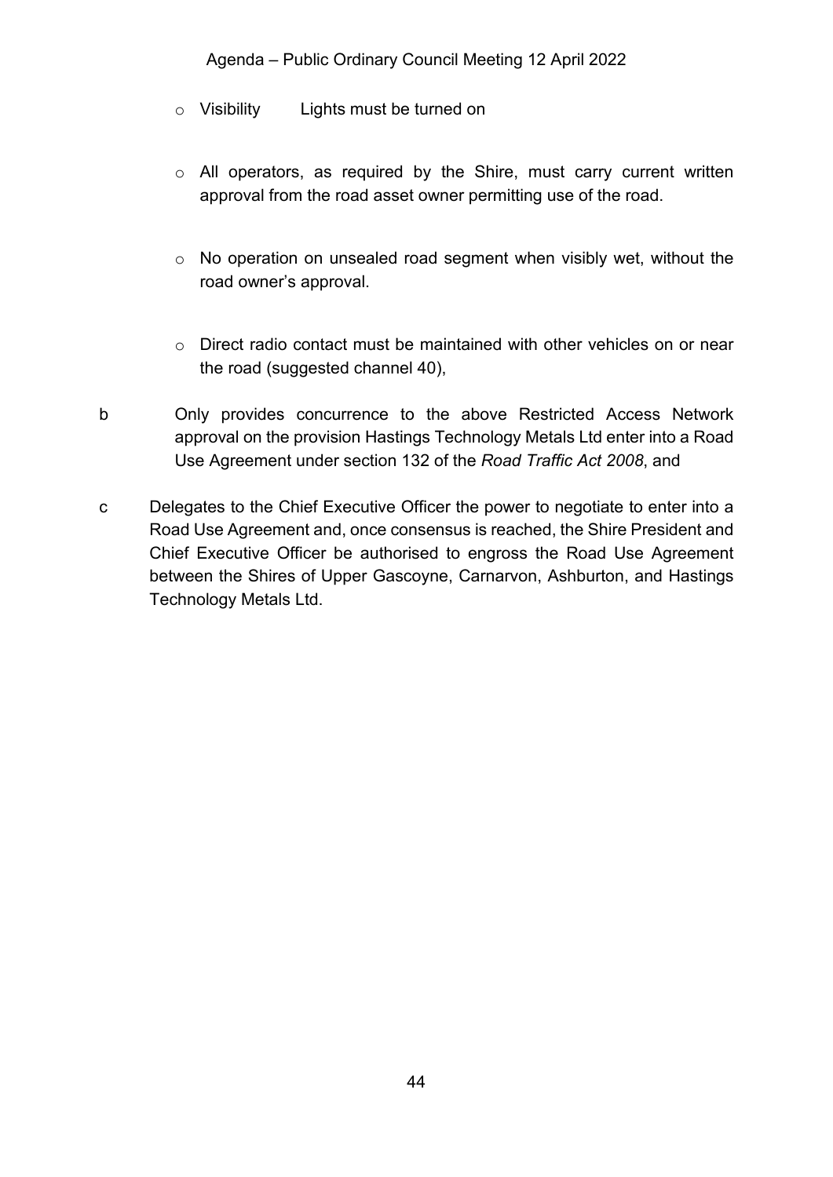- Visibility Lights must be turned on

- All operators, as required by the Shire, must carry current written approval from the road asset owner permitting use of the road.

- No operation on unsealed road segment when visibly wet, without the road owner's approval.

- Direct radio contact must be maintained with other vehicles on or near the road (suggested channel 40),

b Only provides concurrence to the above Restricted Access Network approval on the provision Hastings Technology Metals Ltd enter into a Road Use Agreement under section 132 of the *Road Traffic Act 2008*, and

c Delegates to the Chief Executive Officer the power to negotiate to enter into a Road Use Agreement and, once consensus is reached, the Shire President and Chief Executive Officer be authorised to engross the Road Use Agreement between the Shires of Upper Gascoyne, Carnarvon, Ashburton, and Hastings Technology Metals Ltd.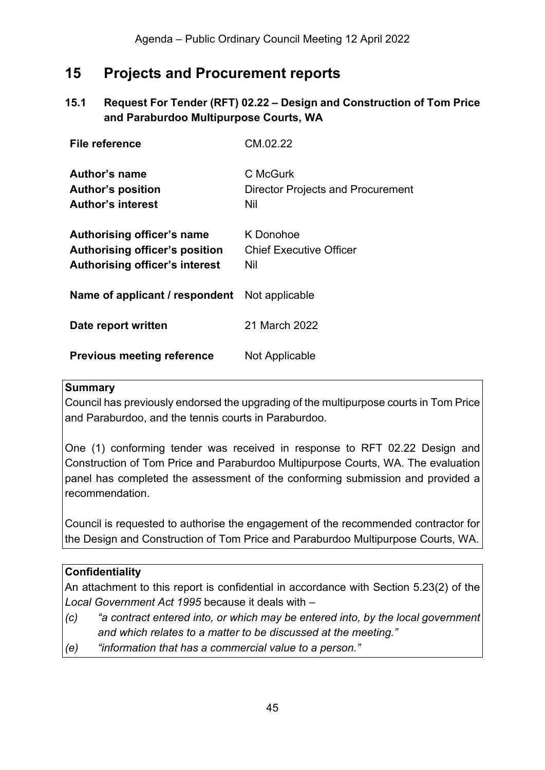# 15 Projects and Procurement reports

## 15.1 Request For Tender (RFT) 02.22 – Design and Construction of Tom Price and Paraburdoo Multipurpose Courts, WA

| | |
|---|---|
| **File reference** | CM.02.22 |
| **Author's name** | C McGurk |
| **Author's position** | Director Projects and Procurement |
| **Author's interest** | Nil |
| **Authorising officer's name** | K Donohoe |
| **Authorising officer's position** | Chief Executive Officer |
| **Authorising officer's interest** | Nil |
| **Name of applicant / respondent** | Not applicable |
| **Date report written** | 21 March 2022 |
| **Previous meeting reference** | Not Applicable |

**Summary**

Council has previously endorsed the upgrading of the multipurpose courts in Tom Price and Paraburdoo, and the tennis courts in Paraburdoo.

One (1) conforming tender was received in response to RFT 02.22 Design and Construction of Tom Price and Paraburdoo Multipurpose Courts, WA. The evaluation panel has completed the assessment of the conforming submission and provided a recommendation.

Council is requested to authorise the engagement of the recommended contractor for the Design and Construction of Tom Price and Paraburdoo Multipurpose Courts, WA.

**Confidentiality**

An attachment to this report is confidential in accordance with Section 5.23(2) of the *Local Government Act 1995* because it deals with –

*(c) "a contract entered into, or which may be entered into, by the local government and which relates to a matter to be discussed at the meeting."*

*(e) "information that has a commercial value to a person."*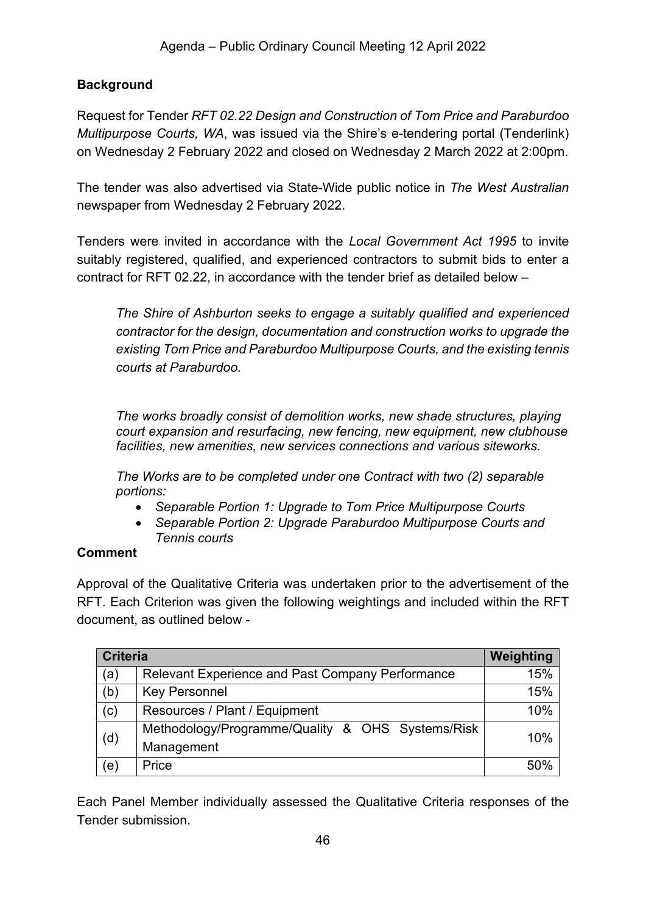**Background**

Request for Tender *RFT 02.22 Design and Construction of Tom Price and Paraburdoo Multipurpose Courts, WA*, was issued via the Shire's e-tendering portal (Tenderlink) on Wednesday 2 February 2022 and closed on Wednesday 2 March 2022 at 2:00pm.

The tender was also advertised via State-Wide public notice in *The West Australian* newspaper from Wednesday 2 February 2022.

Tenders were invited in accordance with the *Local Government Act 1995* to invite suitably registered, qualified, and experienced contractors to submit bids to enter a contract for RFT 02.22, in accordance with the tender brief as detailed below –

> *The Shire of Ashburton seeks to engage a suitably qualified and experienced contractor for the design, documentation and construction works to upgrade the existing Tom Price and Paraburdoo Multipurpose Courts, and the existing tennis courts at Paraburdoo.*
>
> *The works broadly consist of demolition works, new shade structures, playing court expansion and resurfacing, new fencing, new equipment, new clubhouse facilities, new amenities, new services connections and various siteworks.*
>
> *The Works are to be completed under one Contract with two (2) separable portions:*
>
> - *Separable Portion 1: Upgrade to Tom Price Multipurpose Courts*
> - *Separable Portion 2: Upgrade Paraburdoo Multipurpose Courts and Tennis courts*

**Comment**

Approval of the Qualitative Criteria was undertaken prior to the advertisement of the RFT. Each Criterion was given the following weightings and included within the RFT document, as outlined below -

| Criteria | | Weighting |
|---|---|---|
| (a) | Relevant Experience and Past Company Performance | 15% |
| (b) | Key Personnel | 15% |
| (c) | Resources / Plant / Equipment | 10% |
| (d) | Methodology/Programme/Quality & OHS Systems/Risk Management | 10% |
| (e) | Price | 50% |

Each Panel Member individually assessed the Qualitative Criteria responses of the Tender submission.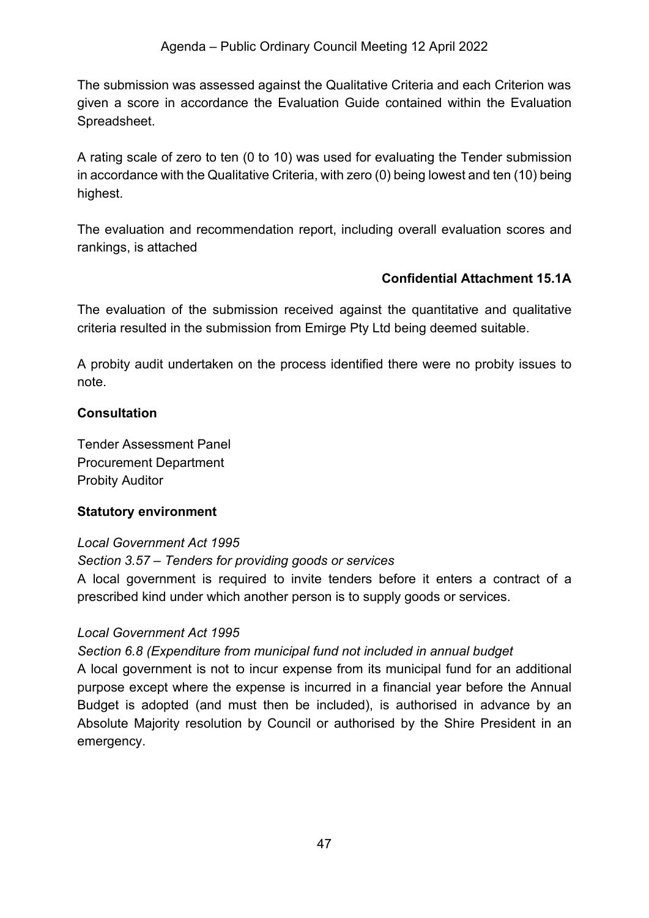The submission was assessed against the Qualitative Criteria and each Criterion was given a score in accordance the Evaluation Guide contained within the Evaluation Spreadsheet.

A rating scale of zero to ten (0 to 10) was used for evaluating the Tender submission in accordance with the Qualitative Criteria, with zero (0) being lowest and ten (10) being highest.

The evaluation and recommendation report, including overall evaluation scores and rankings, is attached

**Confidential Attachment 15.1A**

The evaluation of the submission received against the quantitative and qualitative criteria resulted in the submission from Emirge Pty Ltd being deemed suitable.

A probity audit undertaken on the process identified there were no probity issues to note.

**Consultation**

Tender Assessment Panel
Procurement Department
Probity Auditor

**Statutory environment**

*Local Government Act 1995*
*Section 3.57 – Tenders for providing goods or services*
A local government is required to invite tenders before it enters a contract of a prescribed kind under which another person is to supply goods or services.

*Local Government Act 1995*
*Section 6.8 (Expenditure from municipal fund not included in annual budget*
A local government is not to incur expense from its municipal fund for an additional purpose except where the expense is incurred in a financial year before the Annual Budget is adopted (and must then be included), is authorised in advance by an Absolute Majority resolution by Council or authorised by the Shire President in an emergency.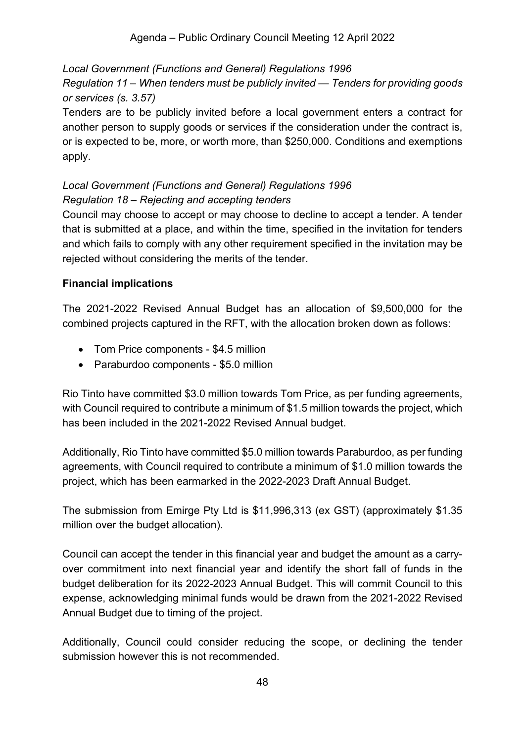*Local Government (Functions and General) Regulations 1996*

*Regulation 11 – When tenders must be publicly invited — Tenders for providing goods or services (s. 3.57)*

Tenders are to be publicly invited before a local government enters a contract for another person to supply goods or services if the consideration under the contract is, or is expected to be, more, or worth more, than $250,000. Conditions and exemptions apply.

*Local Government (Functions and General) Regulations 1996*

*Regulation 18 – Rejecting and accepting tenders*

Council may choose to accept or may choose to decline to accept a tender. A tender that is submitted at a place, and within the time, specified in the invitation for tenders and which fails to comply with any other requirement specified in the invitation may be rejected without considering the merits of the tender.

**Financial implications**

The 2021-2022 Revised Annual Budget has an allocation of $9,500,000 for the combined projects captured in the RFT, with the allocation broken down as follows:

- Tom Price components - $4.5 million
- Paraburdoo components - $5.0 million

Rio Tinto have committed $3.0 million towards Tom Price, as per funding agreements, with Council required to contribute a minimum of $1.5 million towards the project, which has been included in the 2021-2022 Revised Annual budget.

Additionally, Rio Tinto have committed $5.0 million towards Paraburdoo, as per funding agreements, with Council required to contribute a minimum of $1.0 million towards the project, which has been earmarked in the 2022-2023 Draft Annual Budget.

The submission from Emirge Pty Ltd is $11,996,313 (ex GST) (approximately $1.35 million over the budget allocation).

Council can accept the tender in this financial year and budget the amount as a carry-over commitment into next financial year and identify the short fall of funds in the budget deliberation for its 2022-2023 Annual Budget. This will commit Council to this expense, acknowledging minimal funds would be drawn from the 2021-2022 Revised Annual Budget due to timing of the project.

Additionally, Council could consider reducing the scope, or declining the tender submission however this is not recommended.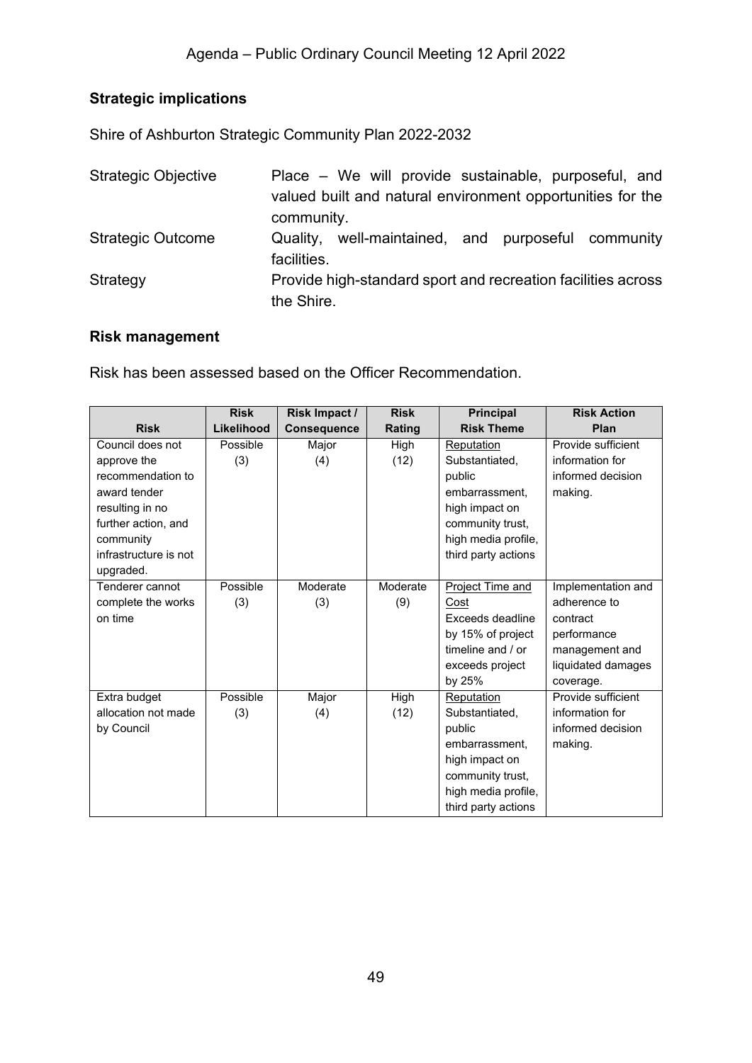### Strategic implications

Shire of Ashburton Strategic Community Plan 2022-2032

| | |
|---|---|
| Strategic Objective | Place – We will provide sustainable, purposeful, and valued built and natural environment opportunities for the community. |
| Strategic Outcome | Quality, well-maintained, and purposeful community facilities. |
| Strategy | Provide high-standard sport and recreation facilities across the Shire. |

### Risk management

Risk has been assessed based on the Officer Recommendation.

| Risk | Risk Likelihood | Risk Impact / Consequence | Risk Rating | Principal Risk Theme | Risk Action Plan |
|---|---|---|---|---|---|
| Council does not approve the recommendation to award tender resulting in no further action, and community infrastructure is not upgraded. | Possible (3) | Major (4) | High (12) | Reputation Substantiated, public embarrassment, high impact on community trust, high media profile, third party actions | Provide sufficient information for informed decision making. |
| Tenderer cannot complete the works on time | Possible (3) | Moderate (3) | Moderate (9) | Project Time and Cost Exceeds deadline by 15% of project timeline and / or exceeds project by 25% | Implementation and adherence to contract performance management and liquidated damages coverage. |
| Extra budget allocation not made by Council | Possible (3) | Major (4) | High (12) | Reputation Substantiated, public embarrassment, high impact on community trust, high media profile, third party actions | Provide sufficient information for informed decision making. |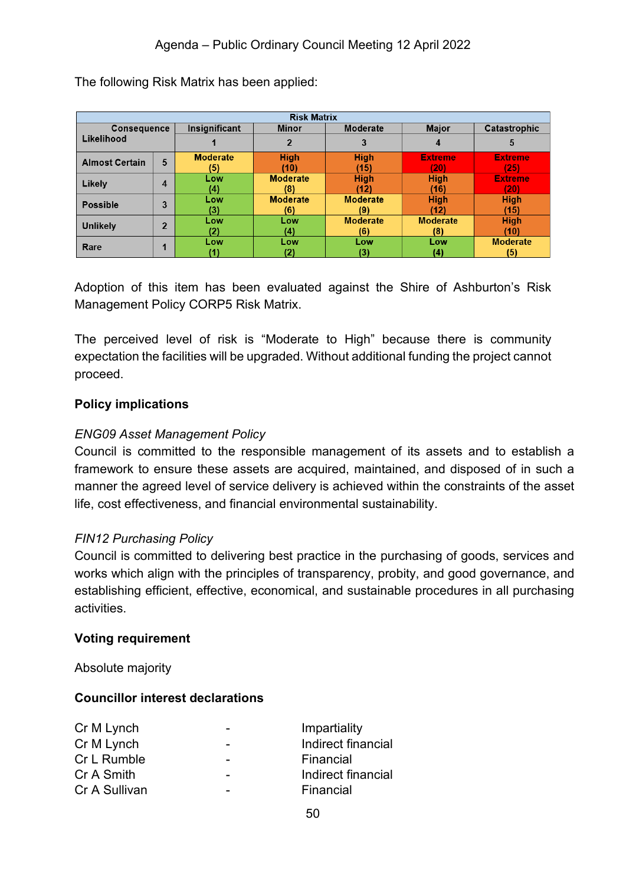The following Risk Matrix has been applied:

| Risk Matrix | | | | | | |
|---|---|---|---|---|---|---|
| Consequence / Likelihood | | Insignificant | Minor | Moderate | Major | Catastrophic |
| | | 1 | 2 | 3 | 4 | 5 |
| Almost Certain | 5 | Moderate (5) | High (10) | High (15) | Extreme (20) | Extreme (25) |
| Likely | 4 | Low (4) | Moderate (8) | High (12) | High (16) | Extreme (20) |
| Possible | 3 | Low (3) | Moderate (6) | Moderate (9) | High (12) | High (15) |
| Unlikely | 2 | Low (2) | Low (4) | Moderate (6) | Moderate (8) | High (10) |
| Rare | 1 | Low (1) | Low (2) | Low (3) | Low (4) | Moderate (5) |

Adoption of this item has been evaluated against the Shire of Ashburton's Risk Management Policy CORP5 Risk Matrix.

The perceived level of risk is "Moderate to High" because there is community expectation the facilities will be upgraded. Without additional funding the project cannot proceed.

**Policy implications**

*ENG09 Asset Management Policy*
Council is committed to the responsible management of its assets and to establish a framework to ensure these assets are acquired, maintained, and disposed of in such a manner the agreed level of service delivery is achieved within the constraints of the asset life, cost effectiveness, and financial environmental sustainability.

*FIN12 Purchasing Policy*
Council is committed to delivering best practice in the purchasing of goods, services and works which align with the principles of transparency, probity, and good governance, and establishing efficient, effective, economical, and sustainable procedures in all purchasing activities.

**Voting requirement**

Absolute majority

**Councillor interest declarations**

| | | |
|---|---|---|
| Cr M Lynch | - | Impartiality |
| Cr M Lynch | - | Indirect financial |
| Cr L Rumble | - | Financial |
| Cr A Smith | - | Indirect financial |
| Cr A Sullivan | - | Financial |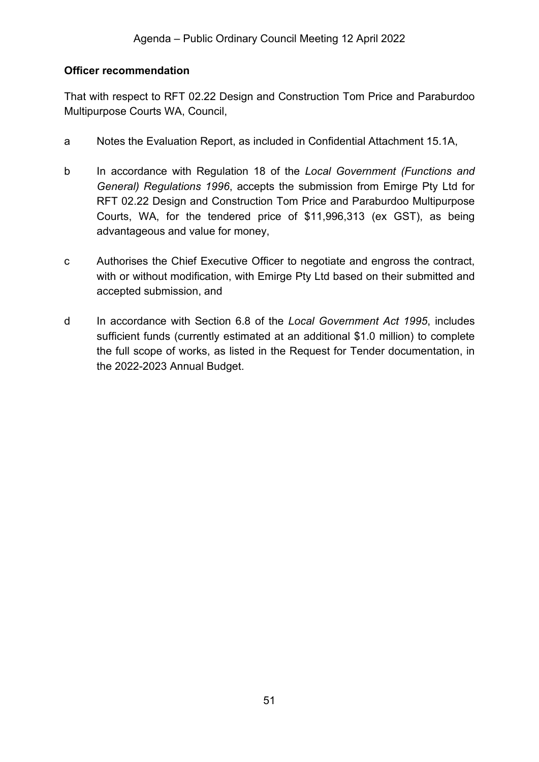**Officer recommendation**

That with respect to RFT 02.22 Design and Construction Tom Price and Paraburdoo Multipurpose Courts WA, Council,

a  Notes the Evaluation Report, as included in Confidential Attachment 15.1A,

b  In accordance with Regulation 18 of the *Local Government (Functions and General) Regulations 1996*, accepts the submission from Emirge Pty Ltd for RFT 02.22 Design and Construction Tom Price and Paraburdoo Multipurpose Courts, WA, for the tendered price of $11,996,313 (ex GST), as being advantageous and value for money,

c  Authorises the Chief Executive Officer to negotiate and engross the contract, with or without modification, with Emirge Pty Ltd based on their submitted and accepted submission, and

d  In accordance with Section 6.8 of the *Local Government Act 1995*, includes sufficient funds (currently estimated at an additional $1.0 million) to complete the full scope of works, as listed in the Request for Tender documentation, in the 2022-2023 Annual Budget.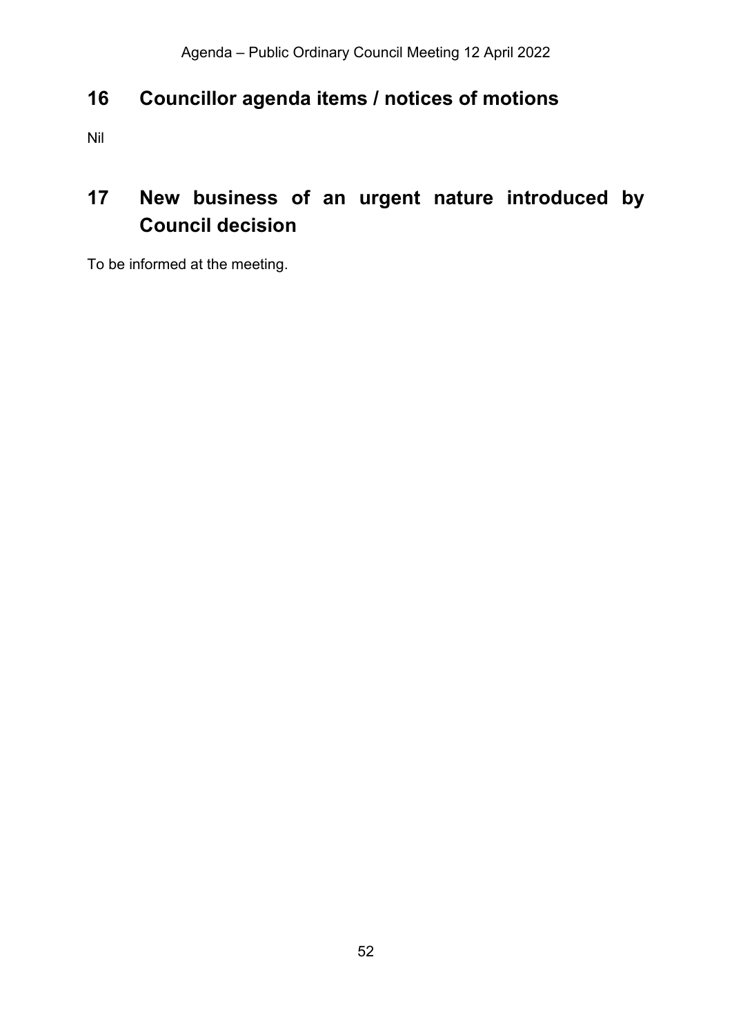# 16 Councillor agenda items / notices of motions

Nil

# 17 New business of an urgent nature introduced by Council decision

To be informed at the meeting.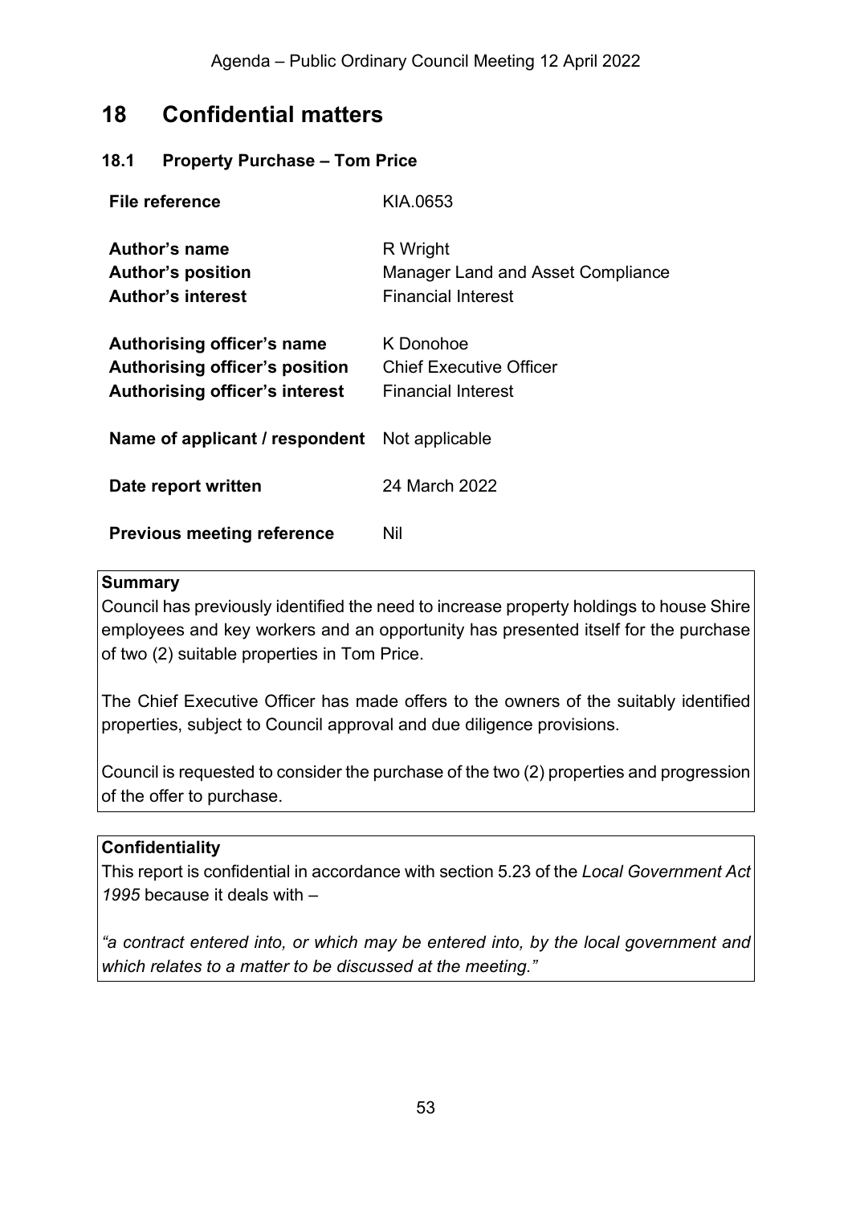# 18 Confidential matters

## 18.1 Property Purchase – Tom Price

| | |
|---|---|
| **File reference** | KIA.0653 |
| **Author's name** | R Wright |
| **Author's position** | Manager Land and Asset Compliance |
| **Author's interest** | Financial Interest |
| **Authorising officer's name** | K Donohoe |
| **Authorising officer's position** | Chief Executive Officer |
| **Authorising officer's interest** | Financial Interest |
| **Name of applicant / respondent** | Not applicable |
| **Date report written** | 24 March 2022 |
| **Previous meeting reference** | Nil |

**Summary**

Council has previously identified the need to increase property holdings to house Shire employees and key workers and an opportunity has presented itself for the purchase of two (2) suitable properties in Tom Price.

The Chief Executive Officer has made offers to the owners of the suitably identified properties, subject to Council approval and due diligence provisions.

Council is requested to consider the purchase of the two (2) properties and progression of the offer to purchase.

**Confidentiality**

This report is confidential in accordance with section 5.23 of the *Local Government Act 1995* because it deals with –

*"a contract entered into, or which may be entered into, by the local government and which relates to a matter to be discussed at the meeting."*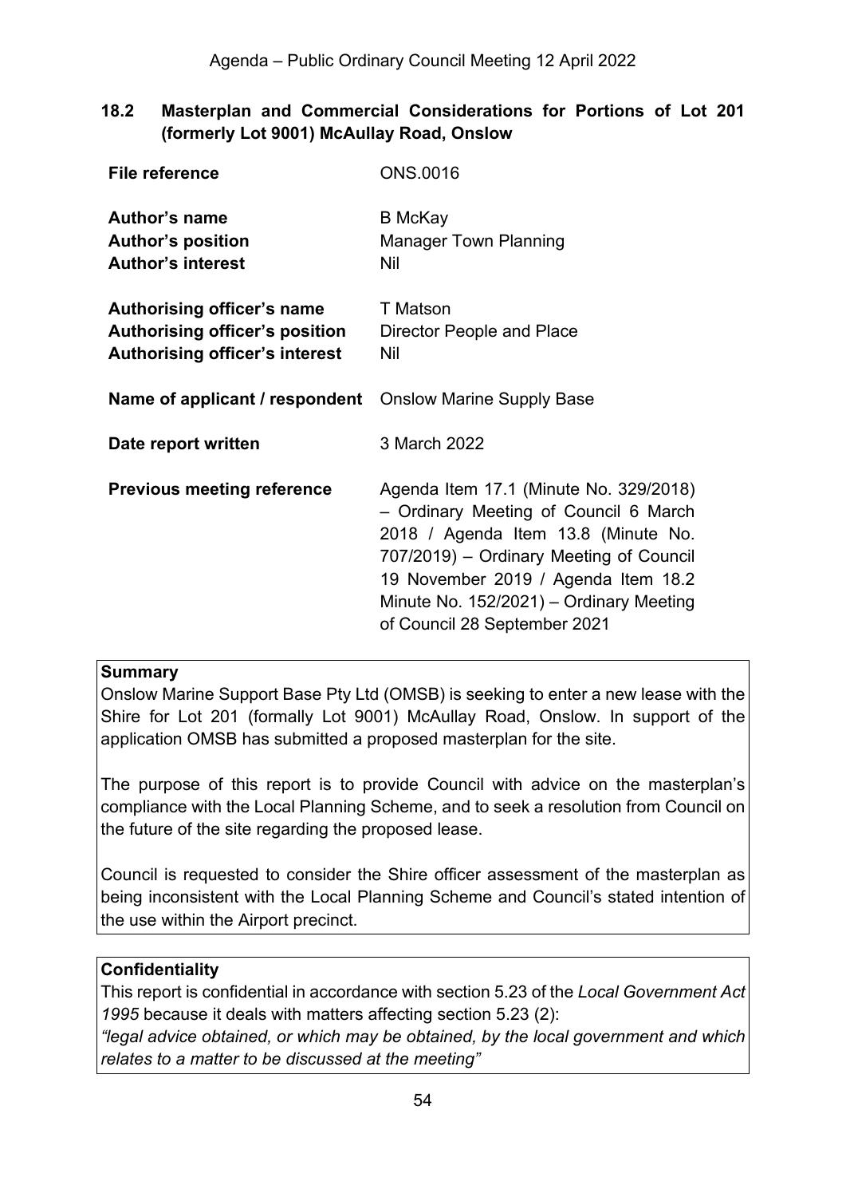## 18.2 Masterplan and Commercial Considerations for Portions of Lot 201 (formerly Lot 9001) McAullay Road, Onslow

| | |
|---|---|
| **File reference** | ONS.0016 |
| **Author's name** | B McKay |
| **Author's position** | Manager Town Planning |
| **Author's interest** | Nil |
| **Authorising officer's name** | T Matson |
| **Authorising officer's position** | Director People and Place |
| **Authorising officer's interest** | Nil |
| **Name of applicant / respondent** | Onslow Marine Supply Base |
| **Date report written** | 3 March 2022 |
| **Previous meeting reference** | Agenda Item 17.1 (Minute No. 329/2018) – Ordinary Meeting of Council 6 March 2018 / Agenda Item 13.8 (Minute No. 707/2019) – Ordinary Meeting of Council 19 November 2019 / Agenda Item 18.2 Minute No. 152/2021) – Ordinary Meeting of Council 28 September 2021 |

**Summary**

Onslow Marine Support Base Pty Ltd (OMSB) is seeking to enter a new lease with the Shire for Lot 201 (formally Lot 9001) McAullay Road, Onslow. In support of the application OMSB has submitted a proposed masterplan for the site.

The purpose of this report is to provide Council with advice on the masterplan's compliance with the Local Planning Scheme, and to seek a resolution from Council on the future of the site regarding the proposed lease.

Council is requested to consider the Shire officer assessment of the masterplan as being inconsistent with the Local Planning Scheme and Council's stated intention of the use within the Airport precinct.

**Confidentiality**

This report is confidential in accordance with section 5.23 of the *Local Government Act 1995* because it deals with matters affecting section 5.23 (2):

*"legal advice obtained, or which may be obtained, by the local government and which relates to a matter to be discussed at the meeting"*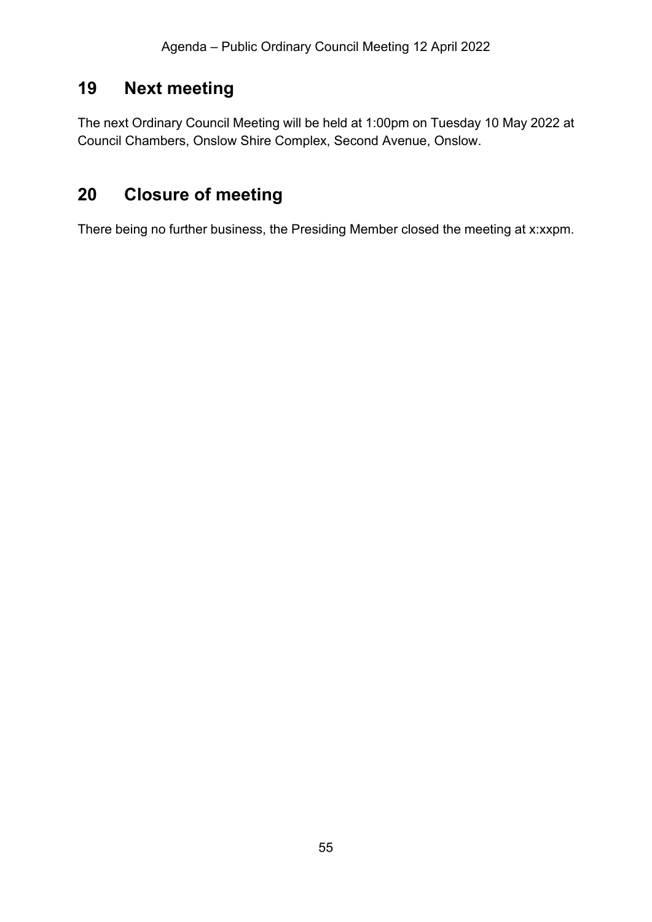## 19 Next meeting

The next Ordinary Council Meeting will be held at 1:00pm on Tuesday 10 May 2022 at Council Chambers, Onslow Shire Complex, Second Avenue, Onslow.

## 20 Closure of meeting

There being no further business, the Presiding Member closed the meeting at x:xxpm.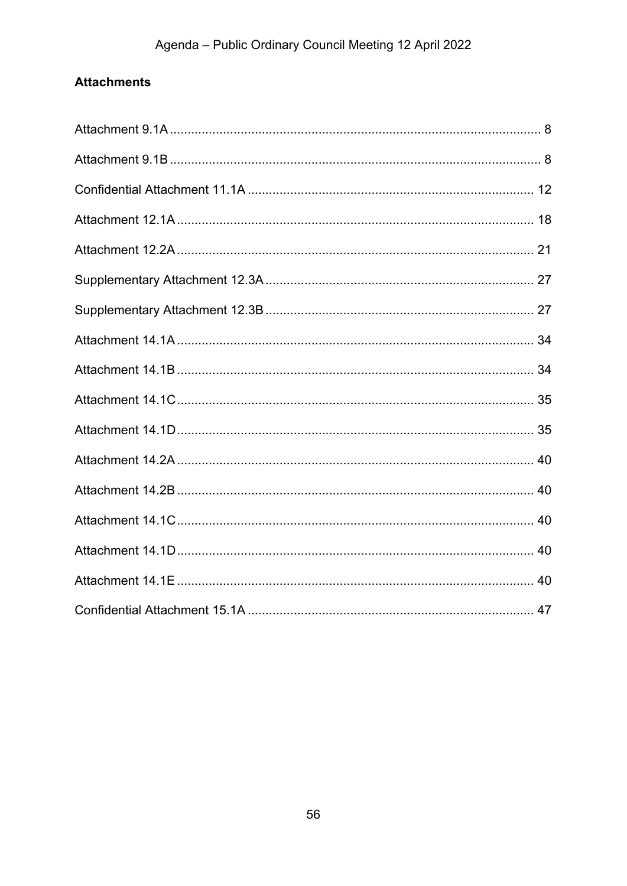**Attachments**

Attachment 9.1A ........................................................................................................ 8

Attachment 9.1B ........................................................................................................ 8

Confidential Attachment 11.1A ................................................................................ 12

Attachment 12.1A .................................................................................................... 18

Attachment 12.2A .................................................................................................... 21

Supplementary Attachment 12.3A ........................................................................... 27

Supplementary Attachment 12.3B ........................................................................... 27

Attachment 14.1A .................................................................................................... 34

Attachment 14.1B .................................................................................................... 34

Attachment 14.1C .................................................................................................... 35

Attachment 14.1D .................................................................................................... 35

Attachment 14.2A .................................................................................................... 40

Attachment 14.2B .................................................................................................... 40

Attachment 14.1C .................................................................................................... 40

Attachment 14.1D .................................................................................................... 40

Attachment 14.1E .................................................................................................... 40

Confidential Attachment 15.1A ................................................................................ 47